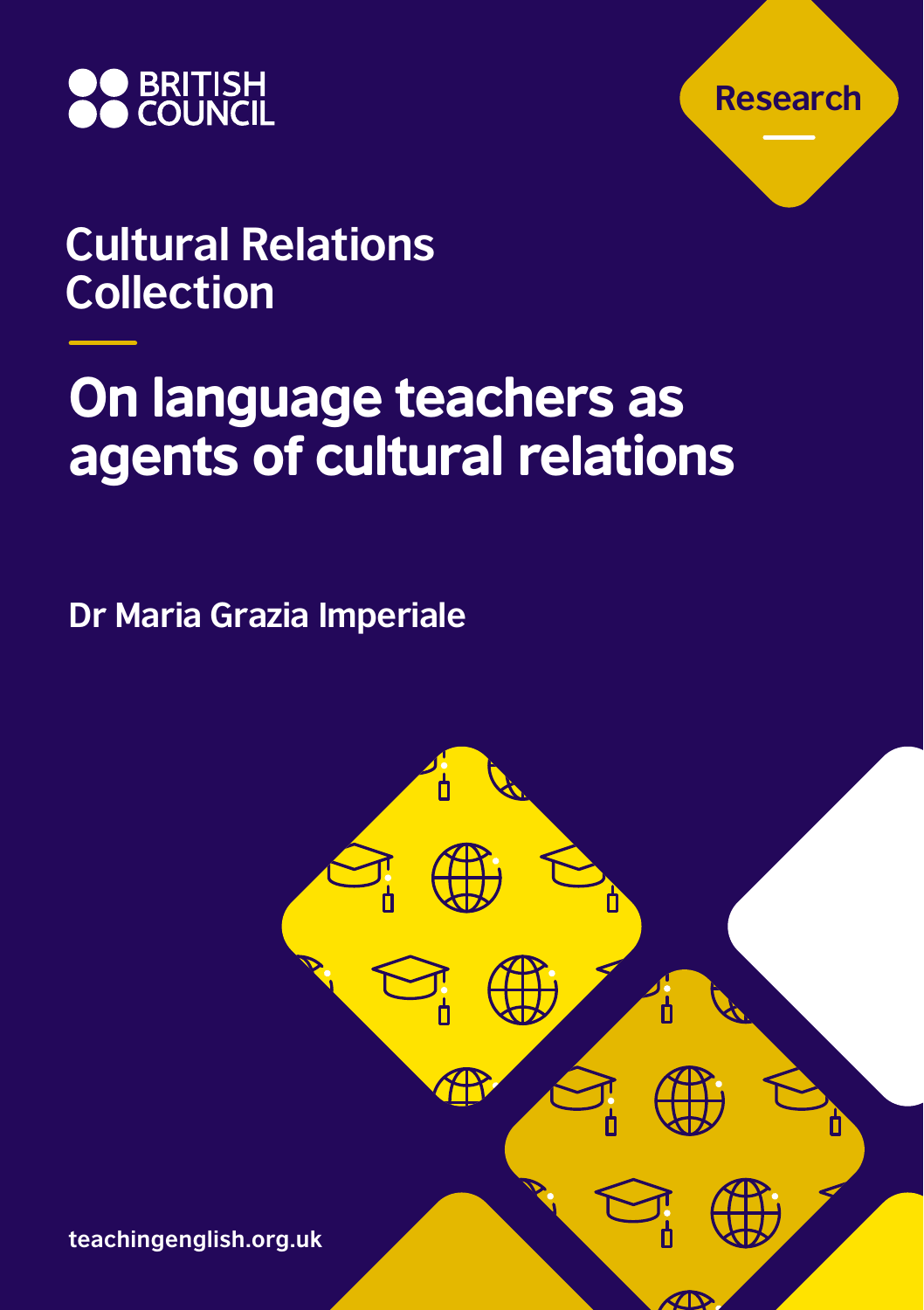BRITISH COUNCIL

Research

## Cultural Relations Collection

# On language teachers as agents of cultural relations

**Dr Maria Grazia Imperiale**

teachingenglish.org.uk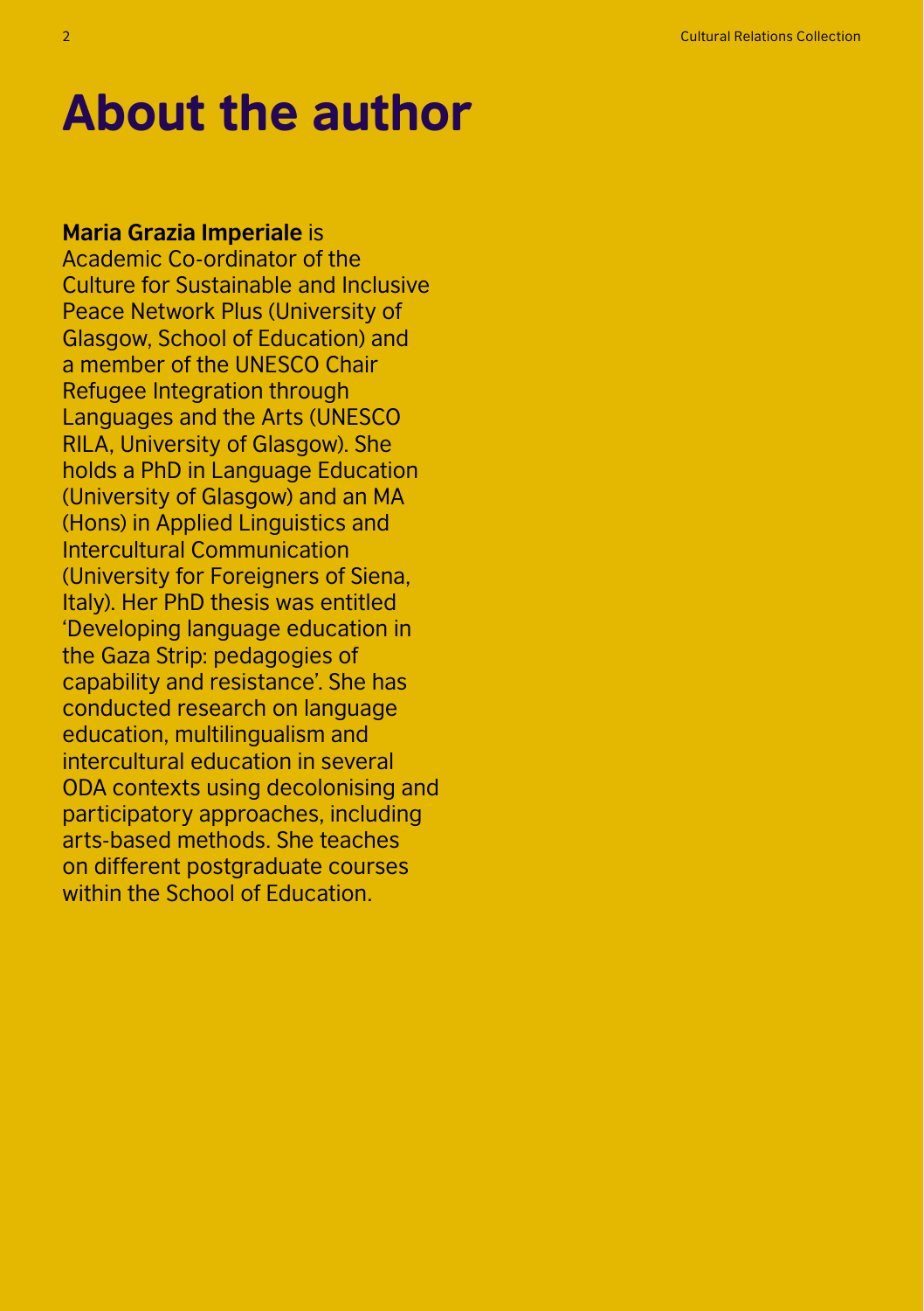# About the author

**Maria Grazia Imperiale** is Academic Co-ordinator of the Culture for Sustainable and Inclusive Peace Network Plus (University of Glasgow, School of Education) and a member of the UNESCO Chair Refugee Integration through Languages and the Arts (UNESCO RILA, University of Glasgow). She holds a PhD in Language Education (University of Glasgow) and an MA (Hons) in Applied Linguistics and Intercultural Communication (University for Foreigners of Siena, Italy). Her PhD thesis was entitled 'Developing language education in the Gaza Strip: pedagogies of capability and resistance'. She has conducted research on language education, multilingualism and intercultural education in several ODA contexts using decolonising and participatory approaches, including arts-based methods. She teaches on different postgraduate courses within the School of Education.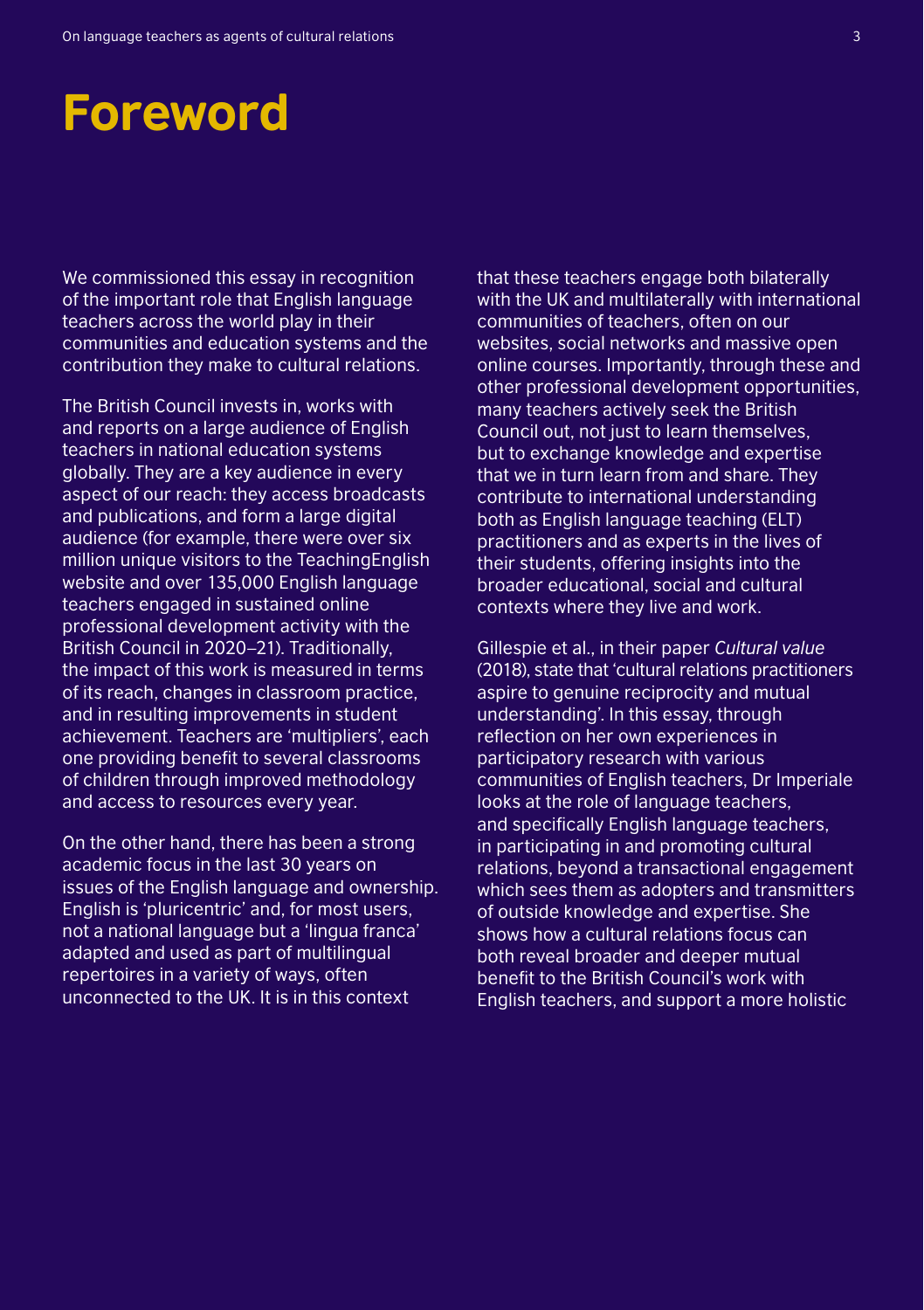# Foreword

We commissioned this essay in recognition of the important role that English language teachers across the world play in their communities and education systems and the contribution they make to cultural relations.

The British Council invests in, works with and reports on a large audience of English teachers in national education systems globally. They are a key audience in every aspect of our reach: they access broadcasts and publications, and form a large digital audience (for example, there were over six million unique visitors to the TeachingEnglish website and over 135,000 English language teachers engaged in sustained online professional development activity with the British Council in 2020–21). Traditionally, the impact of this work is measured in terms of its reach, changes in classroom practice, and in resulting improvements in student achievement. Teachers are 'multipliers', each one providing benefit to several classrooms of children through improved methodology and access to resources every year.

On the other hand, there has been a strong academic focus in the last 30 years on issues of the English language and ownership. English is 'pluricentric' and, for most users, not a national language but a 'lingua franca' adapted and used as part of multilingual repertoires in a variety of ways, often unconnected to the UK. It is in this context that these teachers engage both bilaterally with the UK and multilaterally with international communities of teachers, often on our websites, social networks and massive open online courses. Importantly, through these and other professional development opportunities, many teachers actively seek the British Council out, not just to learn themselves, but to exchange knowledge and expertise that we in turn learn from and share. They contribute to international understanding both as English language teaching (ELT) practitioners and as experts in the lives of their students, offering insights into the broader educational, social and cultural contexts where they live and work.

Gillespie et al., in their paper *Cultural value* (2018), state that 'cultural relations practitioners aspire to genuine reciprocity and mutual understanding'. In this essay, through reflection on her own experiences in participatory research with various communities of English teachers, Dr Imperiale looks at the role of language teachers, and specifically English language teachers, in participating in and promoting cultural relations, beyond a transactional engagement which sees them as adopters and transmitters of outside knowledge and expertise. She shows how a cultural relations focus can both reveal broader and deeper mutual benefit to the British Council's work with English teachers, and support a more holistic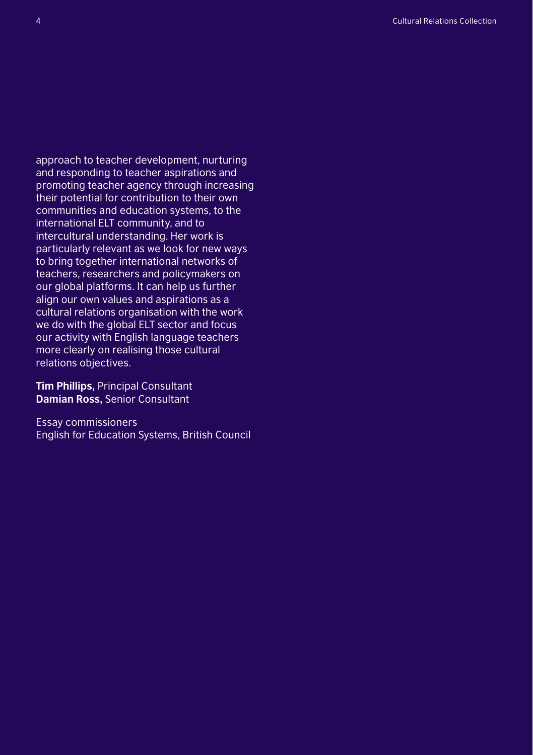approach to teacher development, nurturing and responding to teacher aspirations and promoting teacher agency through increasing their potential for contribution to their own communities and education systems, to the international ELT community, and to intercultural understanding. Her work is particularly relevant as we look for new ways to bring together international networks of teachers, researchers and policymakers on our global platforms. It can help us further align our own values and aspirations as a cultural relations organisation with the work we do with the global ELT sector and focus our activity with English language teachers more clearly on realising those cultural relations objectives.

**Tim Phillips,** Principal Consultant
**Damian Ross,** Senior Consultant

Essay commissioners
English for Education Systems, British Council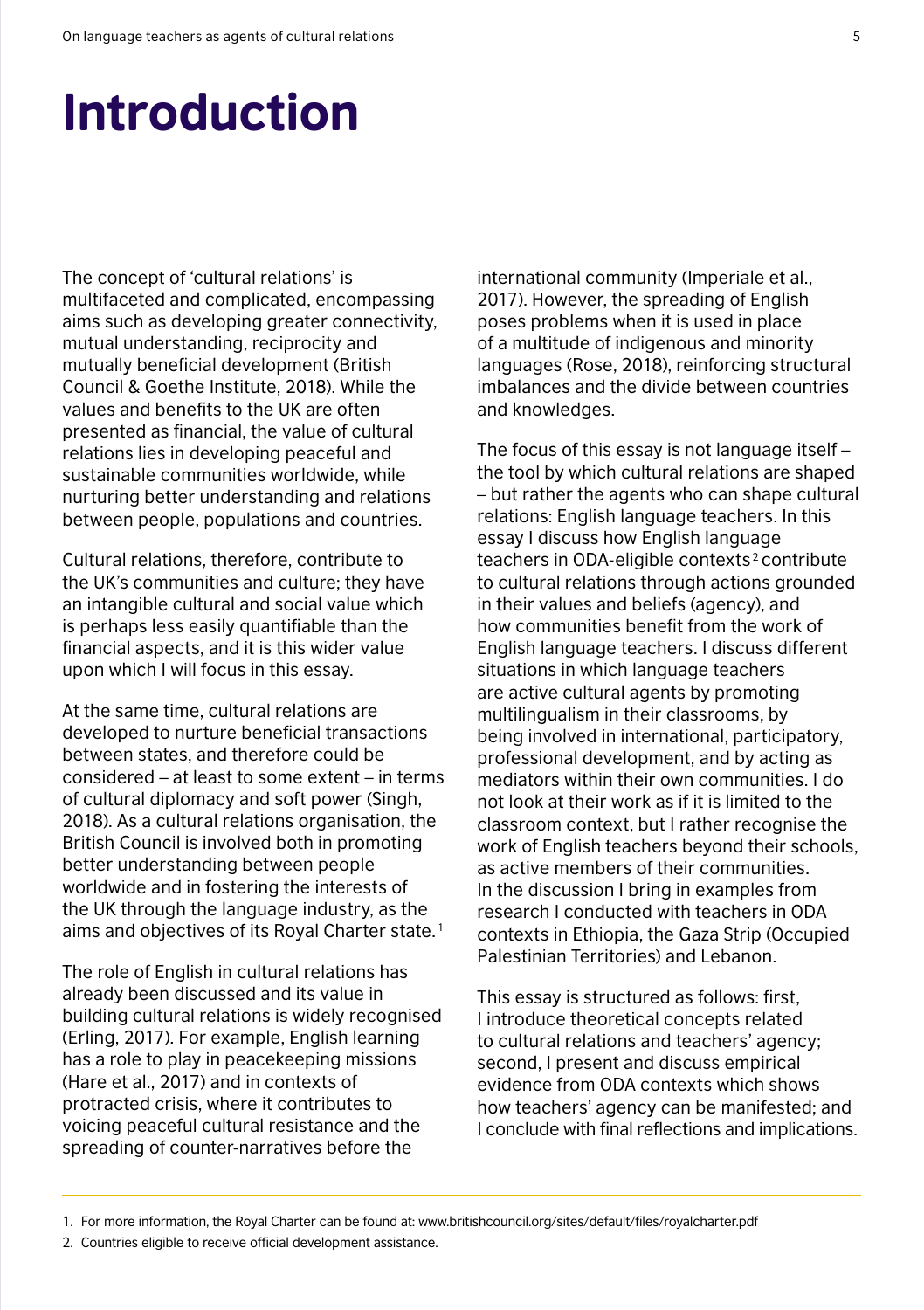# Introduction

The concept of 'cultural relations' is multifaceted and complicated, encompassing aims such as developing greater connectivity, mutual understanding, reciprocity and mutually beneficial development (British Council & Goethe Institute, 2018). While the values and benefits to the UK are often presented as financial, the value of cultural relations lies in developing peaceful and sustainable communities worldwide, while nurturing better understanding and relations between people, populations and countries.

Cultural relations, therefore, contribute to the UK's communities and culture; they have an intangible cultural and social value which is perhaps less easily quantifiable than the financial aspects, and it is this wider value upon which I will focus in this essay.

At the same time, cultural relations are developed to nurture beneficial transactions between states, and therefore could be considered – at least to some extent – in terms of cultural diplomacy and soft power (Singh, 2018). As a cultural relations organisation, the British Council is involved both in promoting better understanding between people worldwide and in fostering the interests of the UK through the language industry, as the aims and objectives of its Royal Charter state.[1]

The role of English in cultural relations has already been discussed and its value in building cultural relations is widely recognised (Erling, 2017). For example, English learning has a role to play in peacekeeping missions (Hare et al., 2017) and in contexts of protracted crisis, where it contributes to voicing peaceful cultural resistance and the spreading of counter-narratives before the international community (Imperiale et al., 2017). However, the spreading of English poses problems when it is used in place of a multitude of indigenous and minority languages (Rose, 2018), reinforcing structural imbalances and the divide between countries and knowledges.

The focus of this essay is not language itself – the tool by which cultural relations are shaped – but rather the agents who can shape cultural relations: English language teachers. In this essay I discuss how English language teachers in ODA-eligible contexts[2] contribute to cultural relations through actions grounded in their values and beliefs (agency), and how communities benefit from the work of English language teachers. I discuss different situations in which language teachers are active cultural agents by promoting multilingualism in their classrooms, by being involved in international, participatory, professional development, and by acting as mediators within their own communities. I do not look at their work as if it is limited to the classroom context, but I rather recognise the work of English teachers beyond their schools, as active members of their communities. In the discussion I bring in examples from research I conducted with teachers in ODA contexts in Ethiopia, the Gaza Strip (Occupied Palestinian Territories) and Lebanon.

This essay is structured as follows: first, I introduce theoretical concepts related to cultural relations and teachers' agency; second, I present and discuss empirical evidence from ODA contexts which shows how teachers' agency can be manifested; and I conclude with final reflections and implications.

---

1. For more information, the Royal Charter can be found at: www.britishcouncil.org/sites/default/files/royalcharter.pdf
2. Countries eligible to receive official development assistance.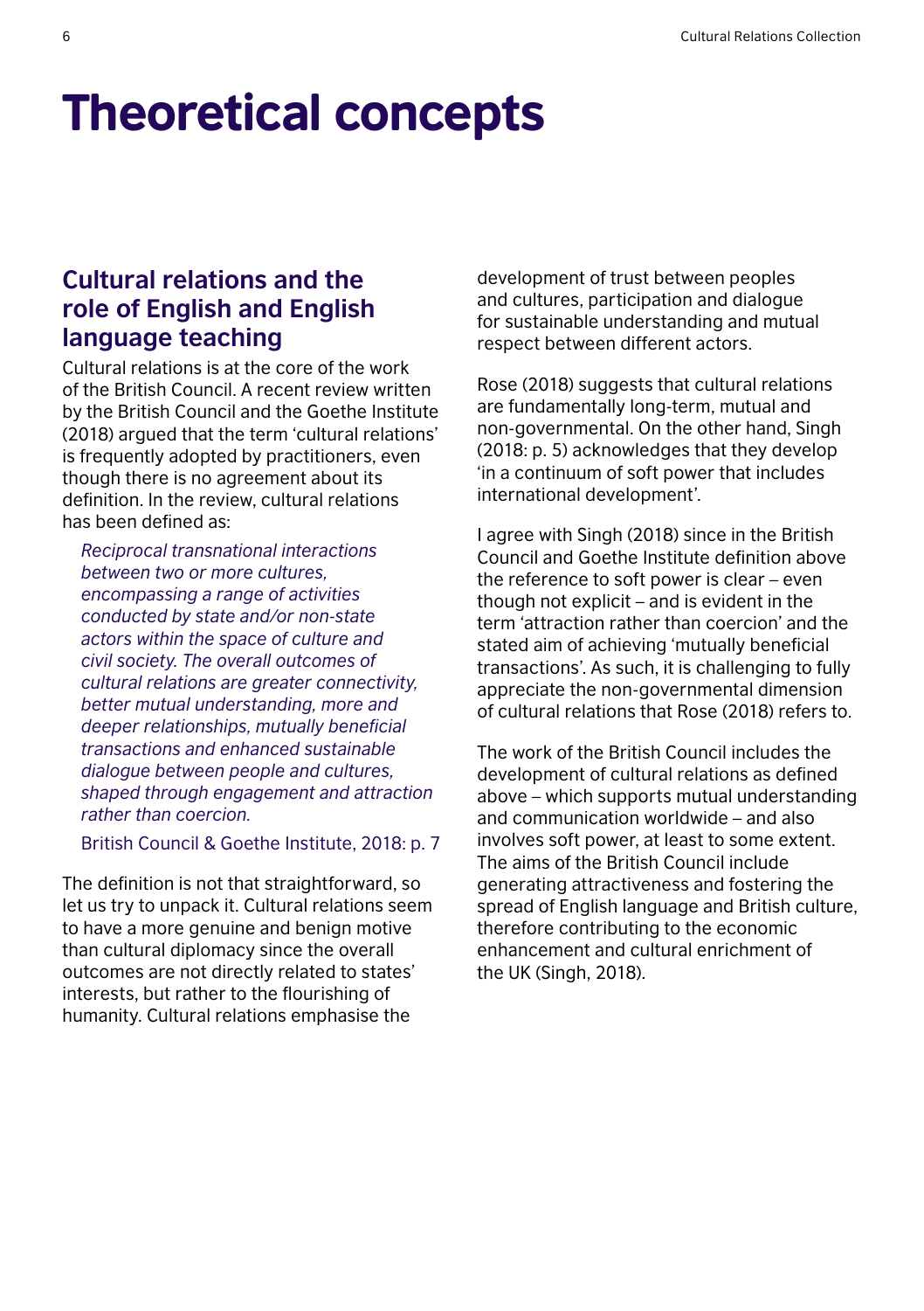# Theoretical concepts

## Cultural relations and the role of English and English language teaching

Cultural relations is at the core of the work of the British Council. A recent review written by the British Council and the Goethe Institute (2018) argued that the term 'cultural relations' is frequently adopted by practitioners, even though there is no agreement about its definition. In the review, cultural relations has been defined as:

> *Reciprocal transnational interactions between two or more cultures, encompassing a range of activities conducted by state and/or non-state actors within the space of culture and civil society. The overall outcomes of cultural relations are greater connectivity, better mutual understanding, more and deeper relationships, mutually beneficial transactions and enhanced sustainable dialogue between people and cultures, shaped through engagement and attraction rather than coercion.*
>
> British Council & Goethe Institute, 2018: p. 7

The definition is not that straightforward, so let us try to unpack it. Cultural relations seem to have a more genuine and benign motive than cultural diplomacy since the overall outcomes are not directly related to states' interests, but rather to the flourishing of humanity. Cultural relations emphasise the development of trust between peoples and cultures, participation and dialogue for sustainable understanding and mutual respect between different actors.

Rose (2018) suggests that cultural relations are fundamentally long-term, mutual and non-governmental. On the other hand, Singh (2018: p. 5) acknowledges that they develop 'in a continuum of soft power that includes international development'.

I agree with Singh (2018) since in the British Council and Goethe Institute definition above the reference to soft power is clear – even though not explicit – and is evident in the term 'attraction rather than coercion' and the stated aim of achieving 'mutually beneficial transactions'. As such, it is challenging to fully appreciate the non-governmental dimension of cultural relations that Rose (2018) refers to.

The work of the British Council includes the development of cultural relations as defined above – which supports mutual understanding and communication worldwide – and also involves soft power, at least to some extent. The aims of the British Council include generating attractiveness and fostering the spread of English language and British culture, therefore contributing to the economic enhancement and cultural enrichment of the UK (Singh, 2018).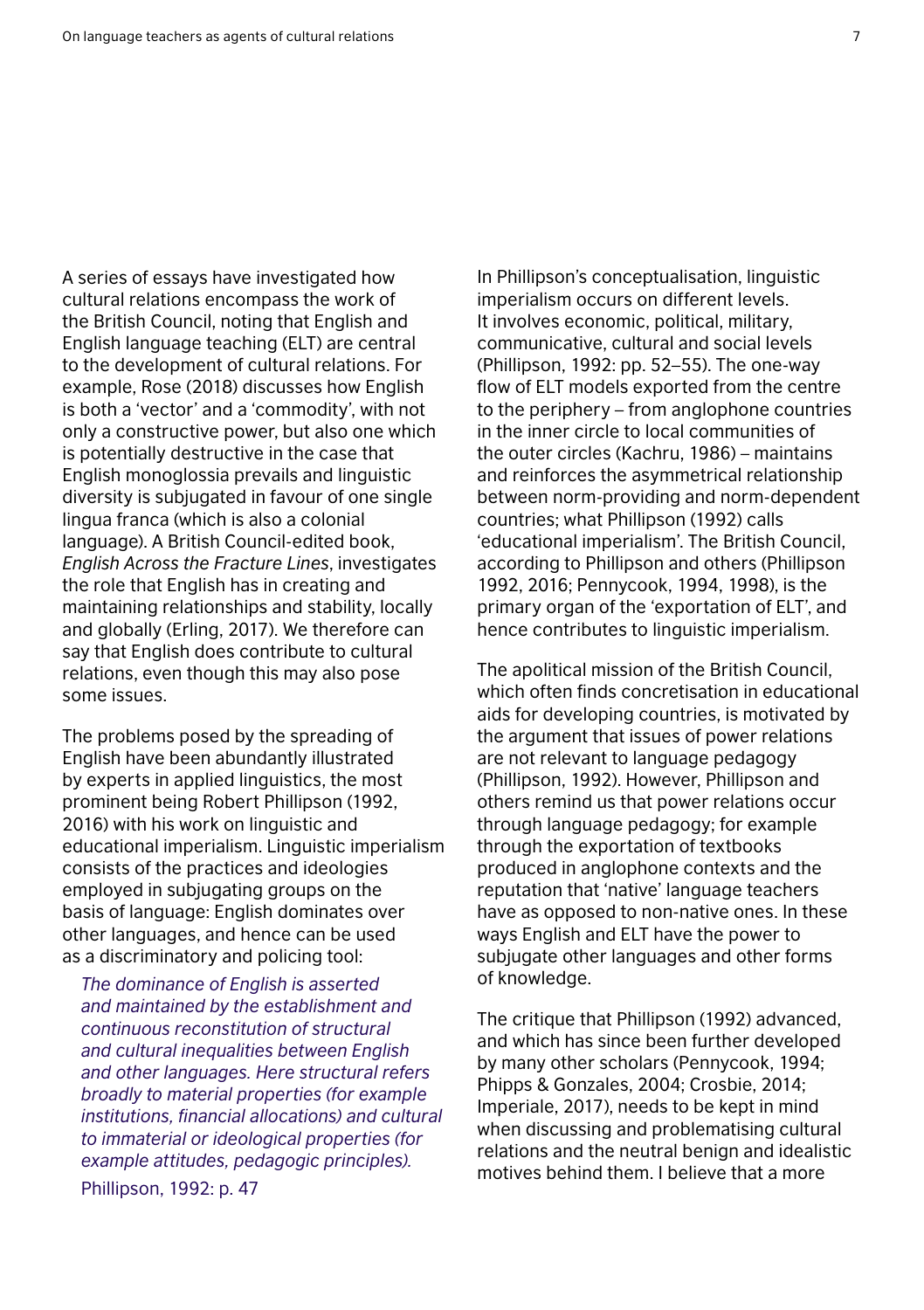A series of essays have investigated how cultural relations encompass the work of the British Council, noting that English and English language teaching (ELT) are central to the development of cultural relations. For example, Rose (2018) discusses how English is both a 'vector' and a 'commodity', with not only a constructive power, but also one which is potentially destructive in the case that English monoglossia prevails and linguistic diversity is subjugated in favour of one single lingua franca (which is also a colonial language). A British Council-edited book, *English Across the Fracture Lines*, investigates the role that English has in creating and maintaining relationships and stability, locally and globally (Erling, 2017). We therefore can say that English does contribute to cultural relations, even though this may also pose some issues.

The problems posed by the spreading of English have been abundantly illustrated by experts in applied linguistics, the most prominent being Robert Phillipson (1992, 2016) with his work on linguistic and educational imperialism. Linguistic imperialism consists of the practices and ideologies employed in subjugating groups on the basis of language: English dominates over other languages, and hence can be used as a discriminatory and policing tool:

> *The dominance of English is asserted and maintained by the establishment and continuous reconstitution of structural and cultural inequalities between English and other languages. Here structural refers broadly to material properties (for example institutions, financial allocations) and cultural to immaterial or ideological properties (for example attitudes, pedagogic principles).*
>
> Phillipson, 1992: p. 47

In Phillipson's conceptualisation, linguistic imperialism occurs on different levels. It involves economic, political, military, communicative, cultural and social levels (Phillipson, 1992: pp. 52–55). The one-way flow of ELT models exported from the centre to the periphery – from anglophone countries in the inner circle to local communities of the outer circles (Kachru, 1986) – maintains and reinforces the asymmetrical relationship between norm-providing and norm-dependent countries; what Phillipson (1992) calls 'educational imperialism'. The British Council, according to Phillipson and others (Phillipson 1992, 2016; Pennycook, 1994, 1998), is the primary organ of the 'exportation of ELT', and hence contributes to linguistic imperialism.

The apolitical mission of the British Council, which often finds concretisation in educational aids for developing countries, is motivated by the argument that issues of power relations are not relevant to language pedagogy (Phillipson, 1992). However, Phillipson and others remind us that power relations occur through language pedagogy; for example through the exportation of textbooks produced in anglophone contexts and the reputation that 'native' language teachers have as opposed to non-native ones. In these ways English and ELT have the power to subjugate other languages and other forms of knowledge.

The critique that Phillipson (1992) advanced, and which has since been further developed by many other scholars (Pennycook, 1994; Phipps & Gonzales, 2004; Crosbie, 2014; Imperiale, 2017), needs to be kept in mind when discussing and problematising cultural relations and the neutral benign and idealistic motives behind them. I believe that a more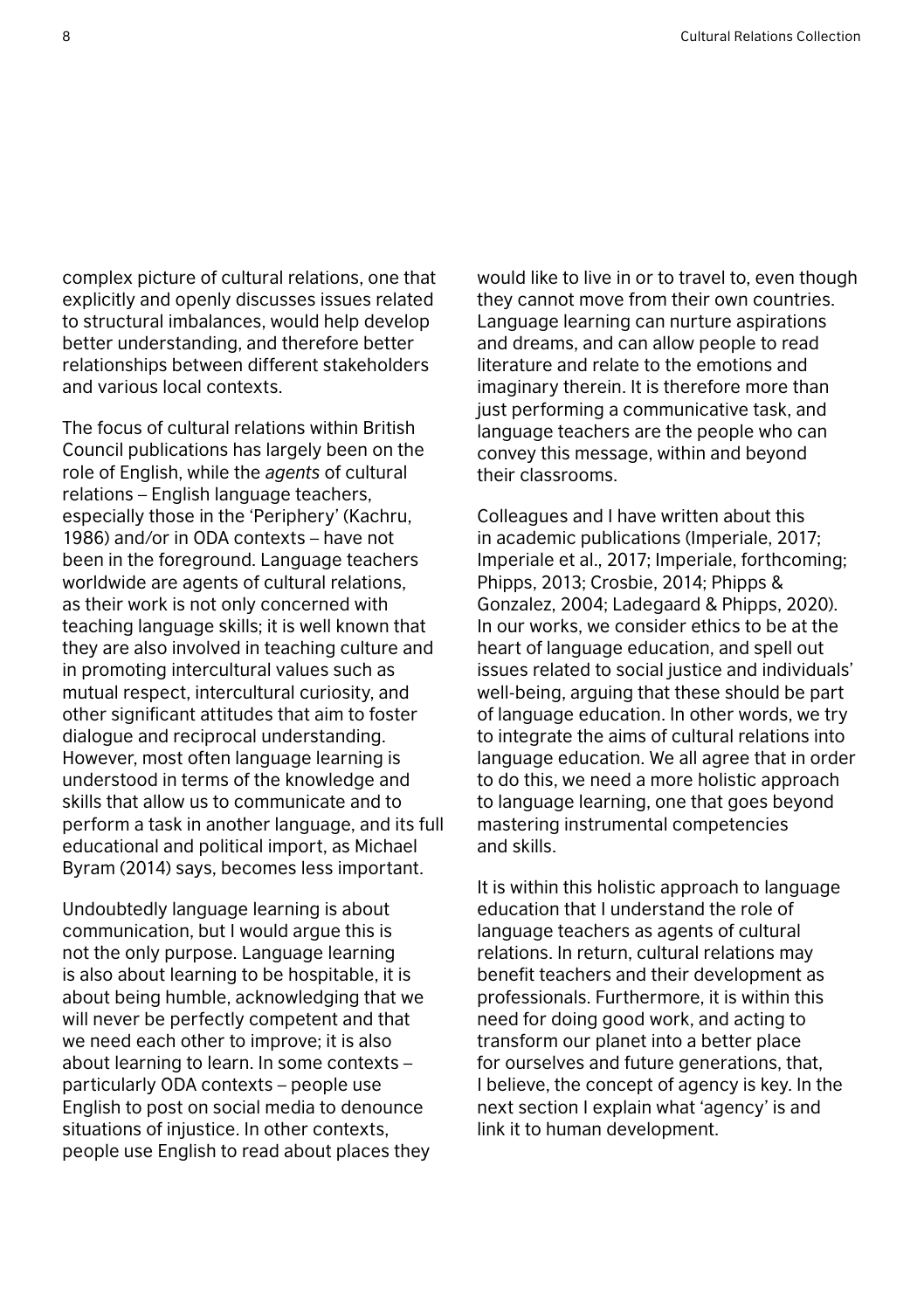complex picture of cultural relations, one that explicitly and openly discusses issues related to structural imbalances, would help develop better understanding, and therefore better relationships between different stakeholders and various local contexts.

The focus of cultural relations within British Council publications has largely been on the role of English, while the *agents* of cultural relations – English language teachers, especially those in the 'Periphery' (Kachru, 1986) and/or in ODA contexts – have not been in the foreground. Language teachers worldwide are agents of cultural relations, as their work is not only concerned with teaching language skills; it is well known that they are also involved in teaching culture and in promoting intercultural values such as mutual respect, intercultural curiosity, and other significant attitudes that aim to foster dialogue and reciprocal understanding. However, most often language learning is understood in terms of the knowledge and skills that allow us to communicate and to perform a task in another language, and its full educational and political import, as Michael Byram (2014) says, becomes less important.

Undoubtedly language learning is about communication, but I would argue this is not the only purpose. Language learning is also about learning to be hospitable, it is about being humble, acknowledging that we will never be perfectly competent and that we need each other to improve; it is also about learning to learn. In some contexts – particularly ODA contexts – people use English to post on social media to denounce situations of injustice. In other contexts, people use English to read about places they would like to live in or to travel to, even though they cannot move from their own countries. Language learning can nurture aspirations and dreams, and can allow people to read literature and relate to the emotions and imaginary therein. It is therefore more than just performing a communicative task, and language teachers are the people who can convey this message, within and beyond their classrooms.

Colleagues and I have written about this in academic publications (Imperiale, 2017; Imperiale et al., 2017; Imperiale, forthcoming; Phipps, 2013; Crosbie, 2014; Phipps & Gonzalez, 2004; Ladegaard & Phipps, 2020). In our works, we consider ethics to be at the heart of language education, and spell out issues related to social justice and individuals' well-being, arguing that these should be part of language education. In other words, we try to integrate the aims of cultural relations into language education. We all agree that in order to do this, we need a more holistic approach to language learning, one that goes beyond mastering instrumental competencies and skills.

It is within this holistic approach to language education that I understand the role of language teachers as agents of cultural relations. In return, cultural relations may benefit teachers and their development as professionals. Furthermore, it is within this need for doing good work, and acting to transform our planet into a better place for ourselves and future generations, that, I believe, the concept of agency is key. In the next section I explain what 'agency' is and link it to human development.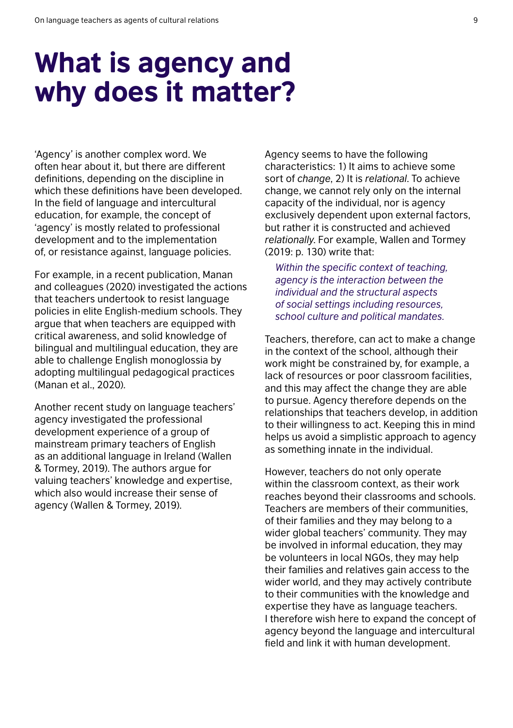# What is agency and why does it matter?

'Agency' is another complex word. We often hear about it, but there are different definitions, depending on the discipline in which these definitions have been developed. In the field of language and intercultural education, for example, the concept of 'agency' is mostly related to professional development and to the implementation of, or resistance against, language policies.

For example, in a recent publication, Manan and colleagues (2020) investigated the actions that teachers undertook to resist language policies in elite English-medium schools. They argue that when teachers are equipped with critical awareness, and solid knowledge of bilingual and multilingual education, they are able to challenge English monoglossia by adopting multilingual pedagogical practices (Manan et al., 2020).

Another recent study on language teachers' agency investigated the professional development experience of a group of mainstream primary teachers of English as an additional language in Ireland (Wallen & Tormey, 2019). The authors argue for valuing teachers' knowledge and expertise, which also would increase their sense of agency (Wallen & Tormey, 2019).

Agency seems to have the following characteristics: 1) It aims to achieve some sort of *change*, 2) It is *relational*. To achieve change, we cannot rely only on the internal capacity of the individual, nor is agency exclusively dependent upon external factors, but rather it is constructed and achieved *relationally*. For example, Wallen and Tormey (2019: p. 130) write that:

> *Within the specific context of teaching, agency is the interaction between the individual and the structural aspects of social settings including resources, school culture and political mandates.*

Teachers, therefore, can act to make a change in the context of the school, although their work might be constrained by, for example, a lack of resources or poor classroom facilities, and this may affect the change they are able to pursue. Agency therefore depends on the relationships that teachers develop, in addition to their willingness to act. Keeping this in mind helps us avoid a simplistic approach to agency as something innate in the individual.

However, teachers do not only operate within the classroom context, as their work reaches beyond their classrooms and schools. Teachers are members of their communities, of their families and they may belong to a wider global teachers' community. They may be involved in informal education, they may be volunteers in local NGOs, they may help their families and relatives gain access to the wider world, and they may actively contribute to their communities with the knowledge and expertise they have as language teachers. I therefore wish here to expand the concept of agency beyond the language and intercultural field and link it with human development.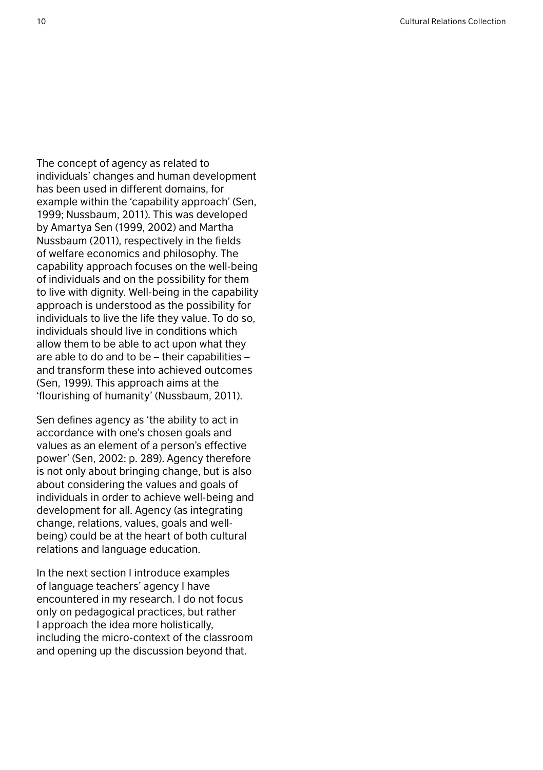The concept of agency as related to individuals' changes and human development has been used in different domains, for example within the 'capability approach' (Sen, 1999; Nussbaum, 2011). This was developed by Amartya Sen (1999, 2002) and Martha Nussbaum (2011), respectively in the fields of welfare economics and philosophy. The capability approach focuses on the well-being of individuals and on the possibility for them to live with dignity. Well-being in the capability approach is understood as the possibility for individuals to live the life they value. To do so, individuals should live in conditions which allow them to be able to act upon what they are able to do and to be – their capabilities – and transform these into achieved outcomes (Sen, 1999). This approach aims at the 'flourishing of humanity' (Nussbaum, 2011).

Sen defines agency as 'the ability to act in accordance with one's chosen goals and values as an element of a person's effective power' (Sen, 2002: p. 289). Agency therefore is not only about bringing change, but is also about considering the values and goals of individuals in order to achieve well-being and development for all. Agency (as integrating change, relations, values, goals and well-being) could be at the heart of both cultural relations and language education.

In the next section I introduce examples of language teachers' agency I have encountered in my research. I do not focus only on pedagogical practices, but rather I approach the idea more holistically, including the micro-context of the classroom and opening up the discussion beyond that.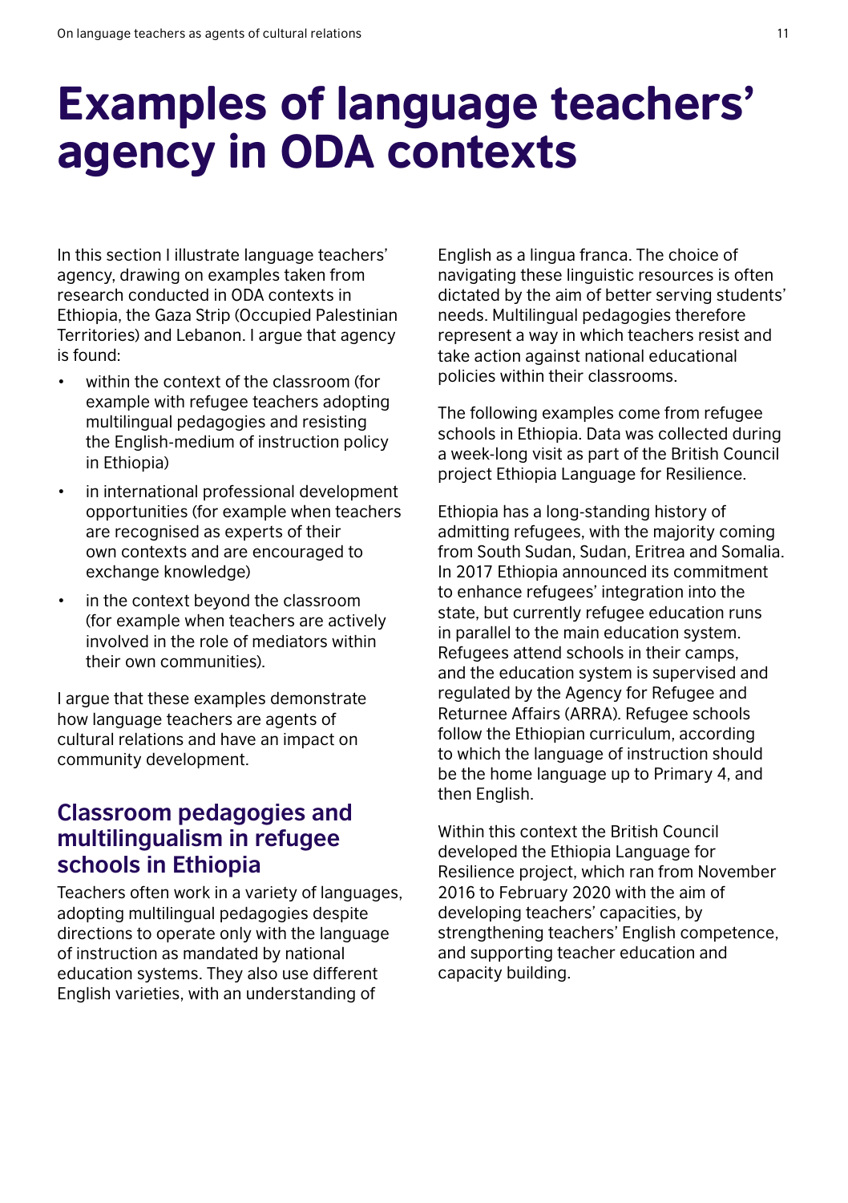# Examples of language teachers' agency in ODA contexts

In this section I illustrate language teachers' agency, drawing on examples taken from research conducted in ODA contexts in Ethiopia, the Gaza Strip (Occupied Palestinian Territories) and Lebanon. I argue that agency is found:

- within the context of the classroom (for example with refugee teachers adopting multilingual pedagogies and resisting the English-medium of instruction policy in Ethiopia)
- in international professional development opportunities (for example when teachers are recognised as experts of their own contexts and are encouraged to exchange knowledge)
- in the context beyond the classroom (for example when teachers are actively involved in the role of mediators within their own communities).

I argue that these examples demonstrate how language teachers are agents of cultural relations and have an impact on community development.

## Classroom pedagogies and multilingualism in refugee schools in Ethiopia

Teachers often work in a variety of languages, adopting multilingual pedagogies despite directions to operate only with the language of instruction as mandated by national education systems. They also use different English varieties, with an understanding of English as a lingua franca. The choice of navigating these linguistic resources is often dictated by the aim of better serving students' needs. Multilingual pedagogies therefore represent a way in which teachers resist and take action against national educational policies within their classrooms.

The following examples come from refugee schools in Ethiopia. Data was collected during a week-long visit as part of the British Council project Ethiopia Language for Resilience.

Ethiopia has a long-standing history of admitting refugees, with the majority coming from South Sudan, Sudan, Eritrea and Somalia. In 2017 Ethiopia announced its commitment to enhance refugees' integration into the state, but currently refugee education runs in parallel to the main education system. Refugees attend schools in their camps, and the education system is supervised and regulated by the Agency for Refugee and Returnee Affairs (ARRA). Refugee schools follow the Ethiopian curriculum, according to which the language of instruction should be the home language up to Primary 4, and then English.

Within this context the British Council developed the Ethiopia Language for Resilience project, which ran from November 2016 to February 2020 with the aim of developing teachers' capacities, by strengthening teachers' English competence, and supporting teacher education and capacity building.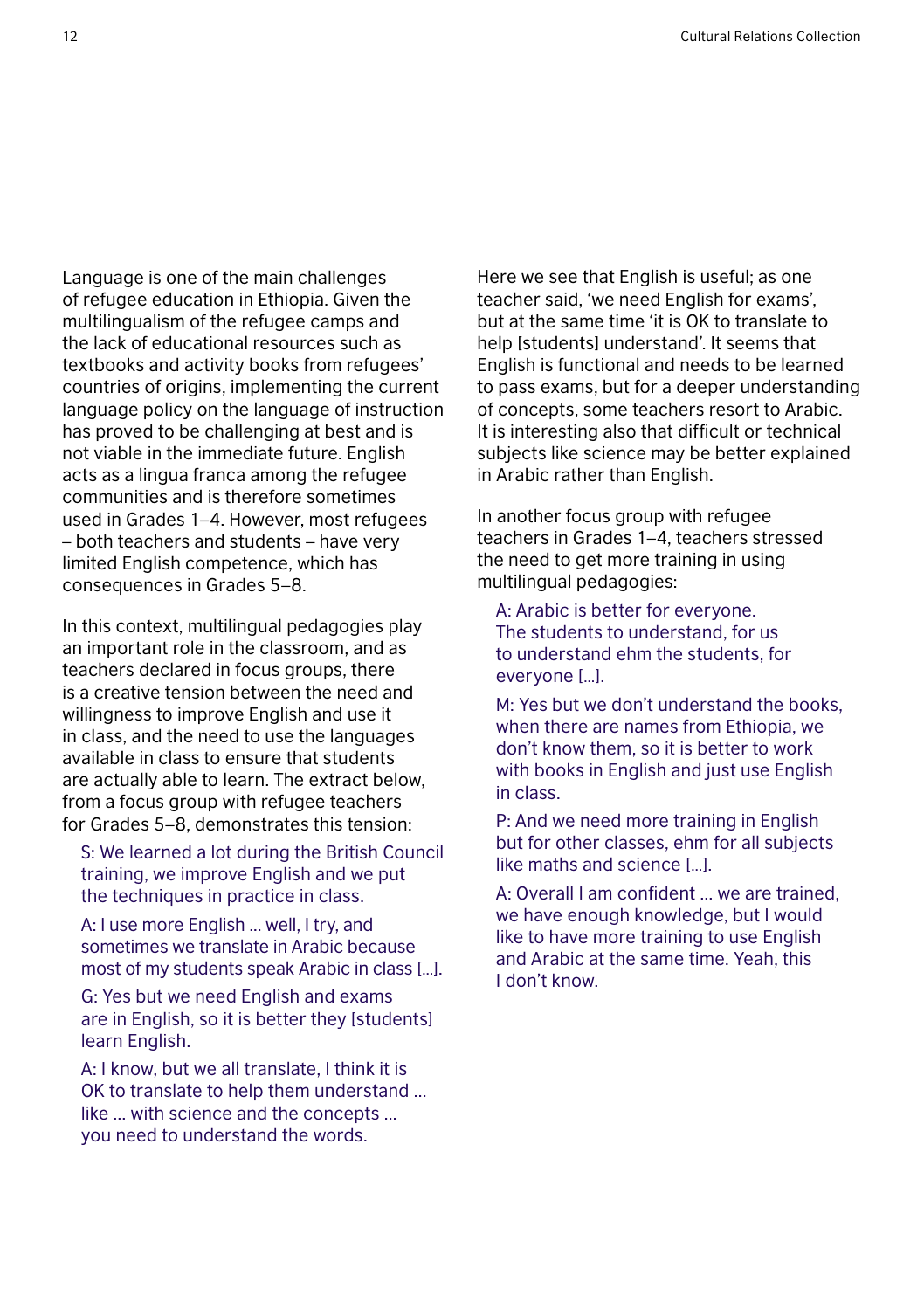Language is one of the main challenges of refugee education in Ethiopia. Given the multilingualism of the refugee camps and the lack of educational resources such as textbooks and activity books from refugees' countries of origins, implementing the current language policy on the language of instruction has proved to be challenging at best and is not viable in the immediate future. English acts as a lingua franca among the refugee communities and is therefore sometimes used in Grades 1–4. However, most refugees – both teachers and students – have very limited English competence, which has consequences in Grades 5–8.

In this context, multilingual pedagogies play an important role in the classroom, and as teachers declared in focus groups, there is a creative tension between the need and willingness to improve English and use it in class, and the need to use the languages available in class to ensure that students are actually able to learn. The extract below, from a focus group with refugee teachers for Grades 5–8, demonstrates this tension:

> S: We learned a lot during the British Council training, we improve English and we put the techniques in practice in class.
>
> A: I use more English … well, I try, and sometimes we translate in Arabic because most of my students speak Arabic in class […].
>
> G: Yes but we need English and exams are in English, so it is better they [students] learn English.
>
> A: I know, but we all translate, I think it is OK to translate to help them understand … like … with science and the concepts … you need to understand the words.

Here we see that English is useful; as one teacher said, 'we need English for exams', but at the same time 'it is OK to translate to help [students] understand'. It seems that English is functional and needs to be learned to pass exams, but for a deeper understanding of concepts, some teachers resort to Arabic. It is interesting also that difficult or technical subjects like science may be better explained in Arabic rather than English.

In another focus group with refugee teachers in Grades 1–4, teachers stressed the need to get more training in using multilingual pedagogies:

> A: Arabic is better for everyone. The students to understand, for us to understand ehm the students, for everyone […].
>
> M: Yes but we don't understand the books, when there are names from Ethiopia, we don't know them, so it is better to work with books in English and just use English in class.
>
> P: And we need more training in English but for other classes, ehm for all subjects like maths and science […].
>
> A: Overall I am confident … we are trained, we have enough knowledge, but I would like to have more training to use English and Arabic at the same time. Yeah, this I don't know.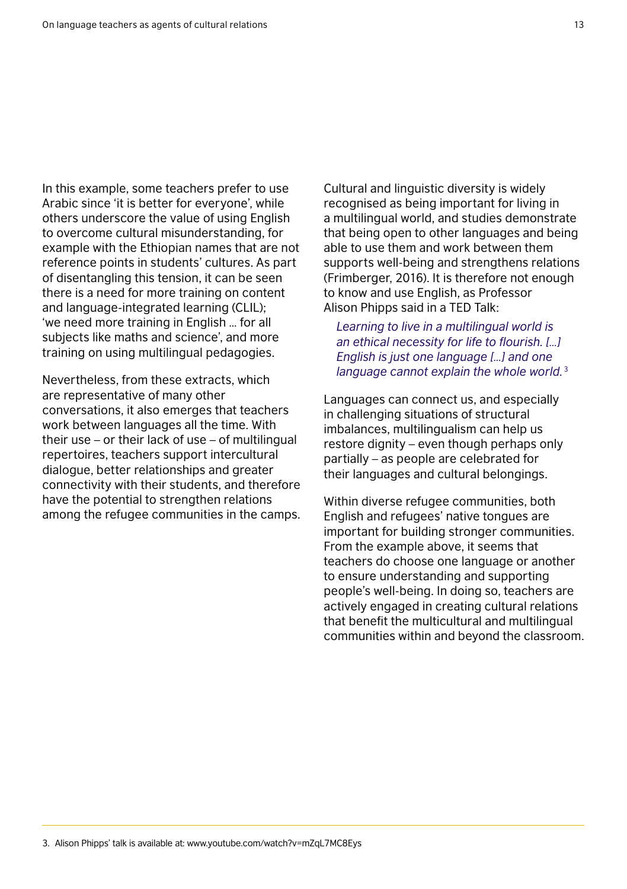In this example, some teachers prefer to use Arabic since 'it is better for everyone', while others underscore the value of using English to overcome cultural misunderstanding, for example with the Ethiopian names that are not reference points in students' cultures. As part of disentangling this tension, it can be seen there is a need for more training on content and language-integrated learning (CLIL); 'we need more training in English ... for all subjects like maths and science', and more training on using multilingual pedagogies.

Nevertheless, from these extracts, which are representative of many other conversations, it also emerges that teachers work between languages all the time. With their use – or their lack of use – of multilingual repertoires, teachers support intercultural dialogue, better relationships and greater connectivity with their students, and therefore have the potential to strengthen relations among the refugee communities in the camps.

Cultural and linguistic diversity is widely recognised as being important for living in a multilingual world, and studies demonstrate that being open to other languages and being able to use them and work between them supports well-being and strengthens relations (Frimberger, 2016). It is therefore not enough to know and use English, as Professor Alison Phipps said in a TED Talk:

> *Learning to live in a multilingual world is an ethical necessity for life to flourish. […] English is just one language […] and one language cannot explain the whole world.*[3]

Languages can connect us, and especially in challenging situations of structural imbalances, multilingualism can help us restore dignity – even though perhaps only partially – as people are celebrated for their languages and cultural belongings.

Within diverse refugee communities, both English and refugees' native tongues are important for building stronger communities. From the example above, it seems that teachers do choose one language or another to ensure understanding and supporting people's well-being. In doing so, teachers are actively engaged in creating cultural relations that benefit the multicultural and multilingual communities within and beyond the classroom.

3. Alison Phipps' talk is available at: www.youtube.com/watch?v=mZqL7MC8Eys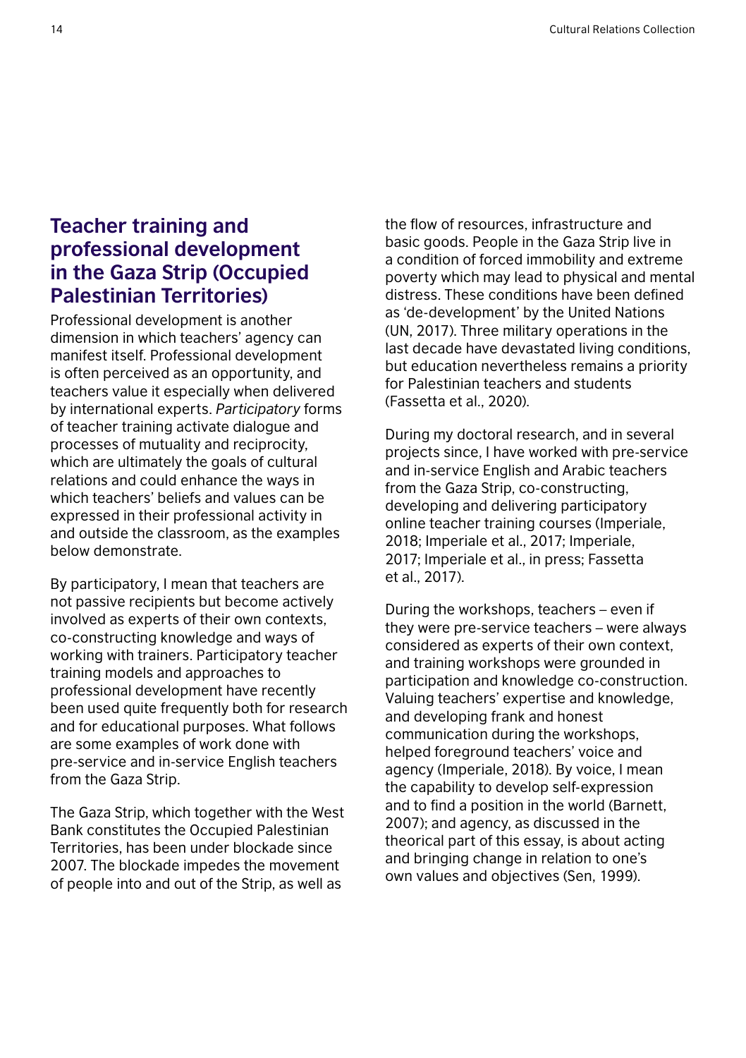## Teacher training and professional development in the Gaza Strip (Occupied Palestinian Territories)

Professional development is another dimension in which teachers' agency can manifest itself. Professional development is often perceived as an opportunity, and teachers value it especially when delivered by international experts. *Participatory* forms of teacher training activate dialogue and processes of mutuality and reciprocity, which are ultimately the goals of cultural relations and could enhance the ways in which teachers' beliefs and values can be expressed in their professional activity in and outside the classroom, as the examples below demonstrate.

By participatory, I mean that teachers are not passive recipients but become actively involved as experts of their own contexts, co-constructing knowledge and ways of working with trainers. Participatory teacher training models and approaches to professional development have recently been used quite frequently both for research and for educational purposes. What follows are some examples of work done with pre-service and in-service English teachers from the Gaza Strip.

The Gaza Strip, which together with the West Bank constitutes the Occupied Palestinian Territories, has been under blockade since 2007. The blockade impedes the movement of people into and out of the Strip, as well as the flow of resources, infrastructure and basic goods. People in the Gaza Strip live in a condition of forced immobility and extreme poverty which may lead to physical and mental distress. These conditions have been defined as 'de-development' by the United Nations (UN, 2017). Three military operations in the last decade have devastated living conditions, but education nevertheless remains a priority for Palestinian teachers and students (Fassetta et al., 2020).

During my doctoral research, and in several projects since, I have worked with pre-service and in-service English and Arabic teachers from the Gaza Strip, co-constructing, developing and delivering participatory online teacher training courses (Imperiale, 2018; Imperiale et al., 2017; Imperiale, 2017; Imperiale et al., in press; Fassetta et al., 2017).

During the workshops, teachers – even if they were pre-service teachers – were always considered as experts of their own context, and training workshops were grounded in participation and knowledge co-construction. Valuing teachers' expertise and knowledge, and developing frank and honest communication during the workshops, helped foreground teachers' voice and agency (Imperiale, 2018). By voice, I mean the capability to develop self-expression and to find a position in the world (Barnett, 2007); and agency, as discussed in the theorical part of this essay, is about acting and bringing change in relation to one's own values and objectives (Sen, 1999).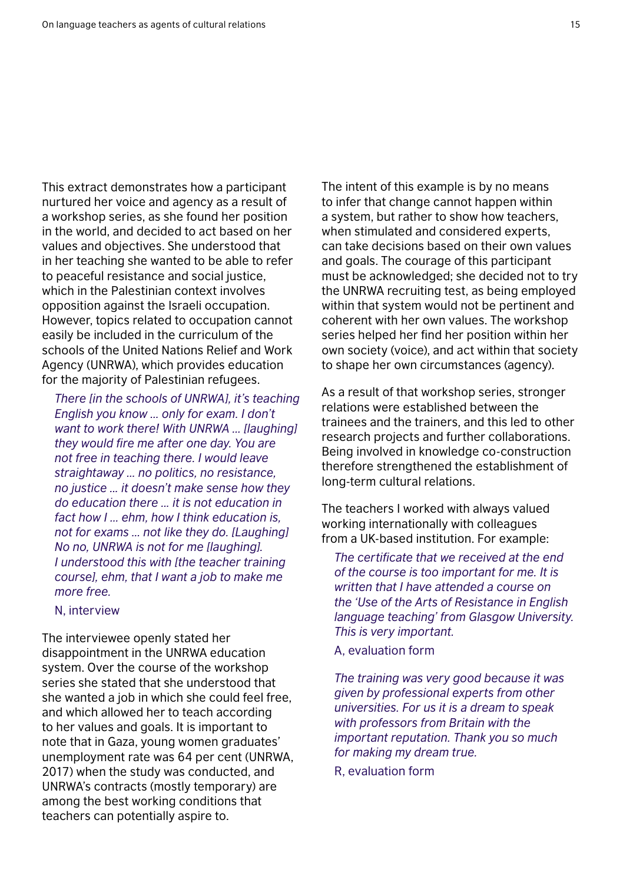This extract demonstrates how a participant nurtured her voice and agency as a result of a workshop series, as she found her position in the world, and decided to act based on her values and objectives. She understood that in her teaching she wanted to be able to refer to peaceful resistance and social justice, which in the Palestinian context involves opposition against the Israeli occupation. However, topics related to occupation cannot easily be included in the curriculum of the schools of the United Nations Relief and Work Agency (UNRWA), which provides education for the majority of Palestinian refugees.

> *There [in the schools of UNRWA], it's teaching English you know … only for exam. I don't want to work there! With UNRWA … [laughing] they would fire me after one day. You are not free in teaching there. I would leave straightaway … no politics, no resistance, no justice … it doesn't make sense how they do education there … it is not education in fact how I … ehm, how I think education is, not for exams … not like they do. [Laughing] No no, UNRWA is not for me [laughing]. I understood this with [the teacher training course], ehm, that I want a job to make me more free.*
>
> N, interview

The interviewee openly stated her disappointment in the UNRWA education system. Over the course of the workshop series she stated that she understood that she wanted a job in which she could feel free, and which allowed her to teach according to her values and goals. It is important to note that in Gaza, young women graduates' unemployment rate was 64 per cent (UNRWA, 2017) when the study was conducted, and UNRWA's contracts (mostly temporary) are among the best working conditions that teachers can potentially aspire to.

The intent of this example is by no means to infer that change cannot happen within a system, but rather to show how teachers, when stimulated and considered experts, can take decisions based on their own values and goals. The courage of this participant must be acknowledged; she decided not to try the UNRWA recruiting test, as being employed within that system would not be pertinent and coherent with her own values. The workshop series helped her find her position within her own society (voice), and act within that society to shape her own circumstances (agency).

As a result of that workshop series, stronger relations were established between the trainees and the trainers, and this led to other research projects and further collaborations. Being involved in knowledge co-construction therefore strengthened the establishment of long-term cultural relations.

The teachers I worked with always valued working internationally with colleagues from a UK-based institution. For example:

> *The certificate that we received at the end of the course is too important for me. It is written that I have attended a course on the 'Use of the Arts of Resistance in English language teaching' from Glasgow University. This is very important.*
>
> A, evaluation form

> *The training was very good because it was given by professional experts from other universities. For us it is a dream to speak with professors from Britain with the important reputation. Thank you so much for making my dream true.*
>
> R, evaluation form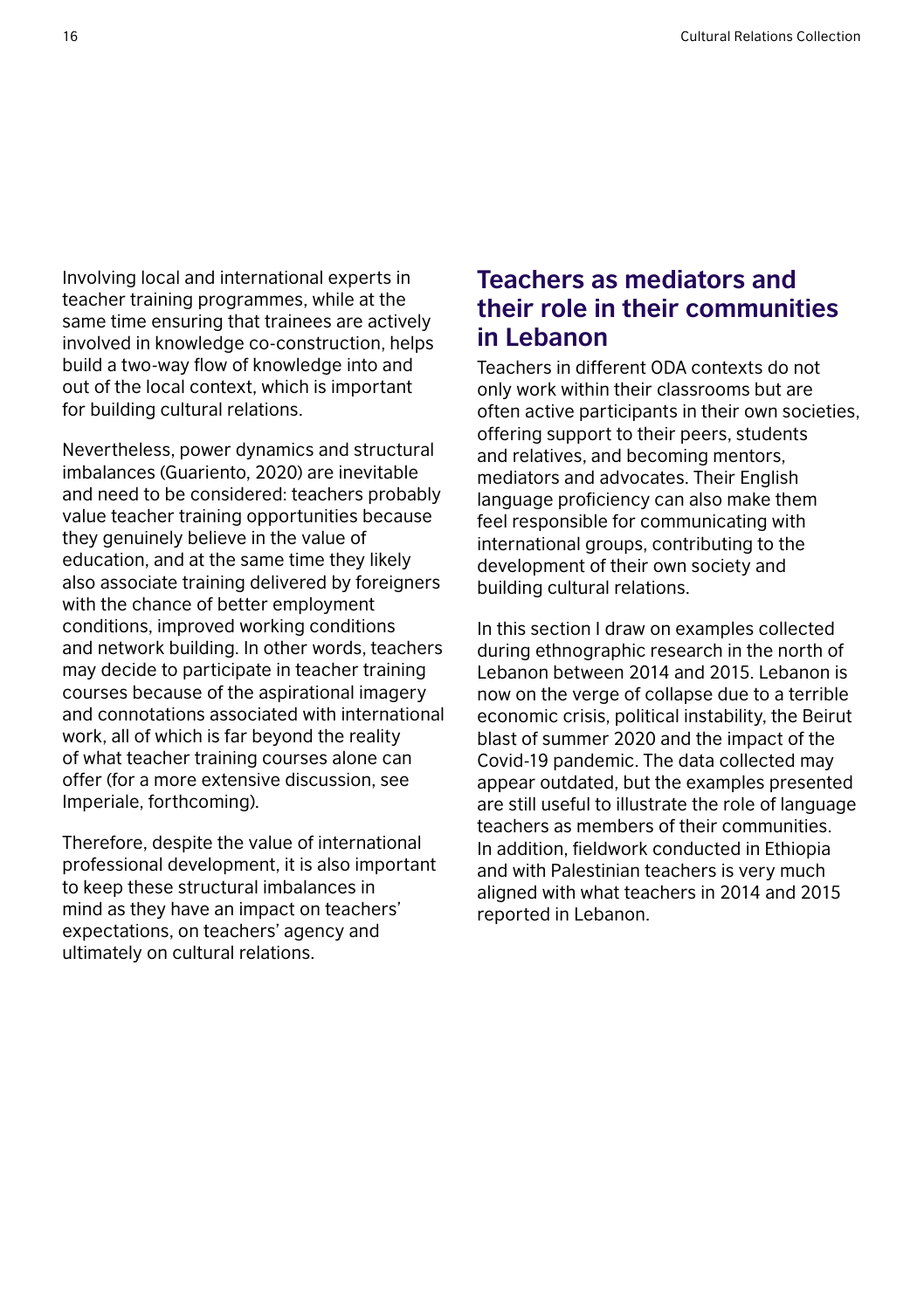Involving local and international experts in teacher training programmes, while at the same time ensuring that trainees are actively involved in knowledge co-construction, helps build a two-way flow of knowledge into and out of the local context, which is important for building cultural relations.

Nevertheless, power dynamics and structural imbalances (Guariento, 2020) are inevitable and need to be considered: teachers probably value teacher training opportunities because they genuinely believe in the value of education, and at the same time they likely also associate training delivered by foreigners with the chance of better employment conditions, improved working conditions and network building. In other words, teachers may decide to participate in teacher training courses because of the aspirational imagery and connotations associated with international work, all of which is far beyond the reality of what teacher training courses alone can offer (for a more extensive discussion, see Imperiale, forthcoming).

Therefore, despite the value of international professional development, it is also important to keep these structural imbalances in mind as they have an impact on teachers' expectations, on teachers' agency and ultimately on cultural relations.

## Teachers as mediators and their role in their communities in Lebanon

Teachers in different ODA contexts do not only work within their classrooms but are often active participants in their own societies, offering support to their peers, students and relatives, and becoming mentors, mediators and advocates. Their English language proficiency can also make them feel responsible for communicating with international groups, contributing to the development of their own society and building cultural relations.

In this section I draw on examples collected during ethnographic research in the north of Lebanon between 2014 and 2015. Lebanon is now on the verge of collapse due to a terrible economic crisis, political instability, the Beirut blast of summer 2020 and the impact of the Covid-19 pandemic. The data collected may appear outdated, but the examples presented are still useful to illustrate the role of language teachers as members of their communities. In addition, fieldwork conducted in Ethiopia and with Palestinian teachers is very much aligned with what teachers in 2014 and 2015 reported in Lebanon.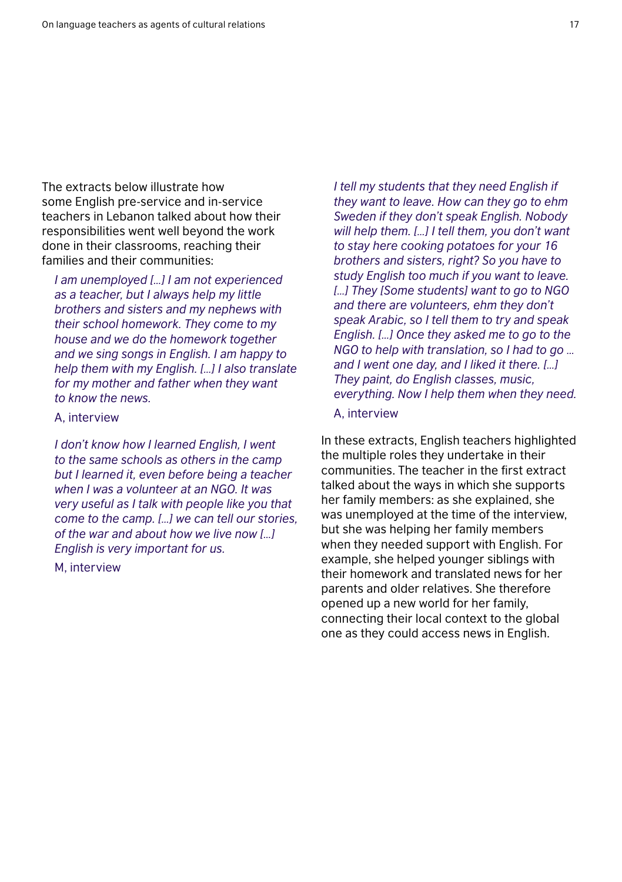The extracts below illustrate how some English pre-service and in-service teachers in Lebanon talked about how their responsibilities went well beyond the work done in their classrooms, reaching their families and their communities:

> *I am unemployed […] I am not experienced as a teacher, but I always help my little brothers and sisters and my nephews with their school homework. They come to my house and we do the homework together and we sing songs in English. I am happy to help them with my English. […] I also translate for my mother and father when they want to know the news.*
>
> A, interview

> *I don't know how I learned English, I went to the same schools as others in the camp but I learned it, even before being a teacher when I was a volunteer at an NGO. It was very useful as I talk with people like you that come to the camp. […] we can tell our stories, of the war and about how we live now […] English is very important for us.*
>
> M, interview

> *I tell my students that they need English if they want to leave. How can they go to ehm Sweden if they don't speak English. Nobody will help them. […] I tell them, you don't want to stay here cooking potatoes for your 16 brothers and sisters, right? So you have to study English too much if you want to leave. […] They [Some students] want to go to NGO and there are volunteers, ehm they don't speak Arabic, so I tell them to try and speak English. […] Once they asked me to go to the NGO to help with translation, so I had to go … and I went one day, and I liked it there. […] They paint, do English classes, music, everything. Now I help them when they need.*
>
> A, interview

In these extracts, English teachers highlighted the multiple roles they undertake in their communities. The teacher in the first extract talked about the ways in which she supports her family members: as she explained, she was unemployed at the time of the interview, but she was helping her family members when they needed support with English. For example, she helped younger siblings with their homework and translated news for her parents and older relatives. She therefore opened up a new world for her family, connecting their local context to the global one as they could access news in English.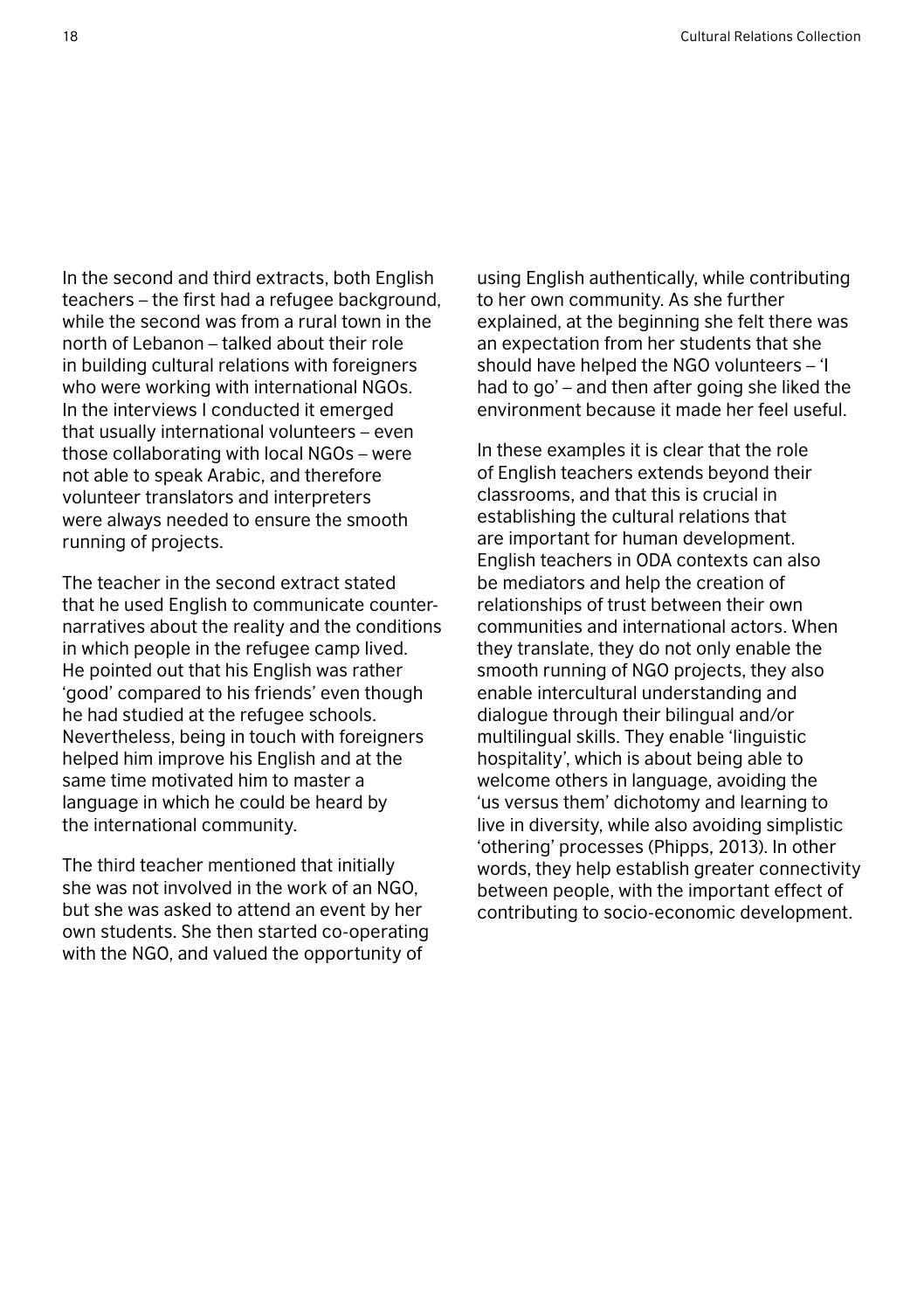In the second and third extracts, both English teachers – the first had a refugee background, while the second was from a rural town in the north of Lebanon – talked about their role in building cultural relations with foreigners who were working with international NGOs. In the interviews I conducted it emerged that usually international volunteers – even those collaborating with local NGOs – were not able to speak Arabic, and therefore volunteer translators and interpreters were always needed to ensure the smooth running of projects.

The teacher in the second extract stated that he used English to communicate counter-narratives about the reality and the conditions in which people in the refugee camp lived. He pointed out that his English was rather 'good' compared to his friends' even though he had studied at the refugee schools. Nevertheless, being in touch with foreigners helped him improve his English and at the same time motivated him to master a language in which he could be heard by the international community.

The third teacher mentioned that initially she was not involved in the work of an NGO, but she was asked to attend an event by her own students. She then started co-operating with the NGO, and valued the opportunity of using English authentically, while contributing to her own community. As she further explained, at the beginning she felt there was an expectation from her students that she should have helped the NGO volunteers – 'I had to go' – and then after going she liked the environment because it made her feel useful.

In these examples it is clear that the role of English teachers extends beyond their classrooms, and that this is crucial in establishing the cultural relations that are important for human development. English teachers in ODA contexts can also be mediators and help the creation of relationships of trust between their own communities and international actors. When they translate, they do not only enable the smooth running of NGO projects, they also enable intercultural understanding and dialogue through their bilingual and/or multilingual skills. They enable 'linguistic hospitality', which is about being able to welcome others in language, avoiding the 'us versus them' dichotomy and learning to live in diversity, while also avoiding simplistic 'othering' processes (Phipps, 2013). In other words, they help establish greater connectivity between people, with the important effect of contributing to socio-economic development.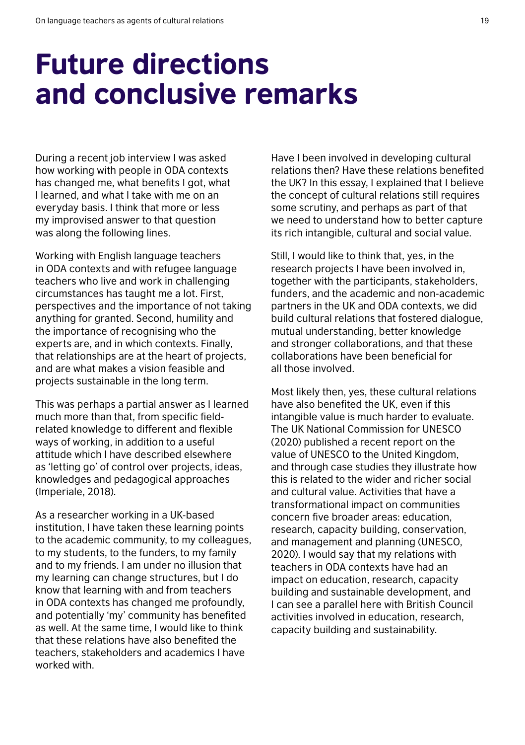# Future directions and conclusive remarks

During a recent job interview I was asked how working with people in ODA contexts has changed me, what benefits I got, what I learned, and what I take with me on an everyday basis. I think that more or less my improvised answer to that question was along the following lines.

Working with English language teachers in ODA contexts and with refugee language teachers who live and work in challenging circumstances has taught me a lot. First, perspectives and the importance of not taking anything for granted. Second, humility and the importance of recognising who the experts are, and in which contexts. Finally, that relationships are at the heart of projects, and are what makes a vision feasible and projects sustainable in the long term.

This was perhaps a partial answer as I learned much more than that, from specific field-related knowledge to different and flexible ways of working, in addition to a useful attitude which I have described elsewhere as 'letting go' of control over projects, ideas, knowledges and pedagogical approaches (Imperiale, 2018).

As a researcher working in a UK-based institution, I have taken these learning points to the academic community, to my colleagues, to my students, to the funders, to my family and to my friends. I am under no illusion that my learning can change structures, but I do know that learning with and from teachers in ODA contexts has changed me profoundly, and potentially 'my' community has benefited as well. At the same time, I would like to think that these relations have also benefited the teachers, stakeholders and academics I have worked with.

Have I been involved in developing cultural relations then? Have these relations benefited the UK? In this essay, I explained that I believe the concept of cultural relations still requires some scrutiny, and perhaps as part of that we need to understand how to better capture its rich intangible, cultural and social value.

Still, I would like to think that, yes, in the research projects I have been involved in, together with the participants, stakeholders, funders, and the academic and non-academic partners in the UK and ODA contexts, we did build cultural relations that fostered dialogue, mutual understanding, better knowledge and stronger collaborations, and that these collaborations have been beneficial for all those involved.

Most likely then, yes, these cultural relations have also benefited the UK, even if this intangible value is much harder to evaluate. The UK National Commission for UNESCO (2020) published a recent report on the value of UNESCO to the United Kingdom, and through case studies they illustrate how this is related to the wider and richer social and cultural value. Activities that have a transformational impact on communities concern five broader areas: education, research, capacity building, conservation, and management and planning (UNESCO, 2020). I would say that my relations with teachers in ODA contexts have had an impact on education, research, capacity building and sustainable development, and I can see a parallel here with British Council activities involved in education, research, capacity building and sustainability.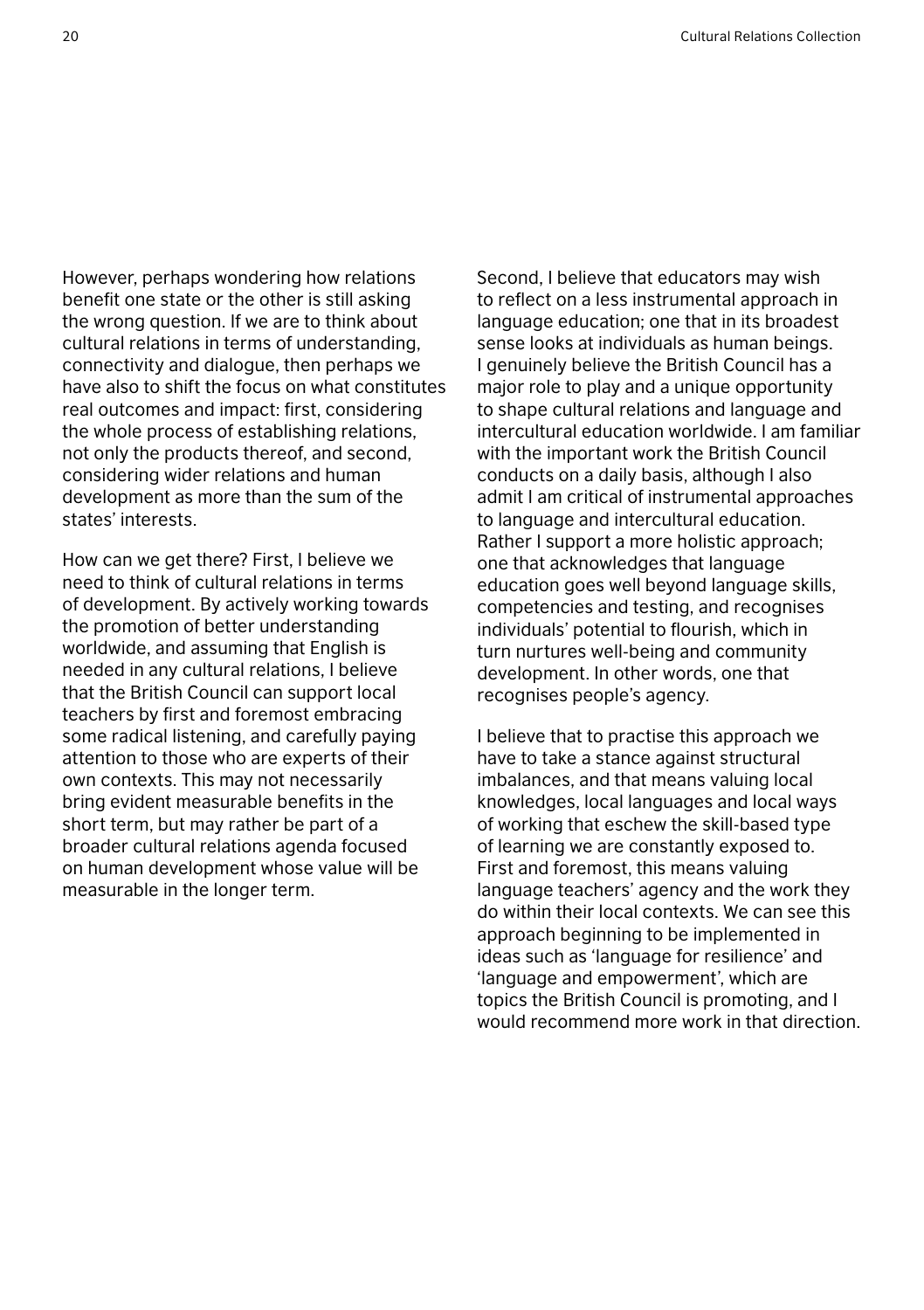However, perhaps wondering how relations benefit one state or the other is still asking the wrong question. If we are to think about cultural relations in terms of understanding, connectivity and dialogue, then perhaps we have also to shift the focus on what constitutes real outcomes and impact: first, considering the whole process of establishing relations, not only the products thereof, and second, considering wider relations and human development as more than the sum of the states' interests.

How can we get there? First, I believe we need to think of cultural relations in terms of development. By actively working towards the promotion of better understanding worldwide, and assuming that English is needed in any cultural relations, I believe that the British Council can support local teachers by first and foremost embracing some radical listening, and carefully paying attention to those who are experts of their own contexts. This may not necessarily bring evident measurable benefits in the short term, but may rather be part of a broader cultural relations agenda focused on human development whose value will be measurable in the longer term.

Second, I believe that educators may wish to reflect on a less instrumental approach in language education; one that in its broadest sense looks at individuals as human beings. I genuinely believe the British Council has a major role to play and a unique opportunity to shape cultural relations and language and intercultural education worldwide. I am familiar with the important work the British Council conducts on a daily basis, although I also admit I am critical of instrumental approaches to language and intercultural education. Rather I support a more holistic approach; one that acknowledges that language education goes well beyond language skills, competencies and testing, and recognises individuals' potential to flourish, which in turn nurtures well-being and community development. In other words, one that recognises people's agency.

I believe that to practise this approach we have to take a stance against structural imbalances, and that means valuing local knowledges, local languages and local ways of working that eschew the skill-based type of learning we are constantly exposed to. First and foremost, this means valuing language teachers' agency and the work they do within their local contexts. We can see this approach beginning to be implemented in ideas such as 'language for resilience' and 'language and empowerment', which are topics the British Council is promoting, and I would recommend more work in that direction.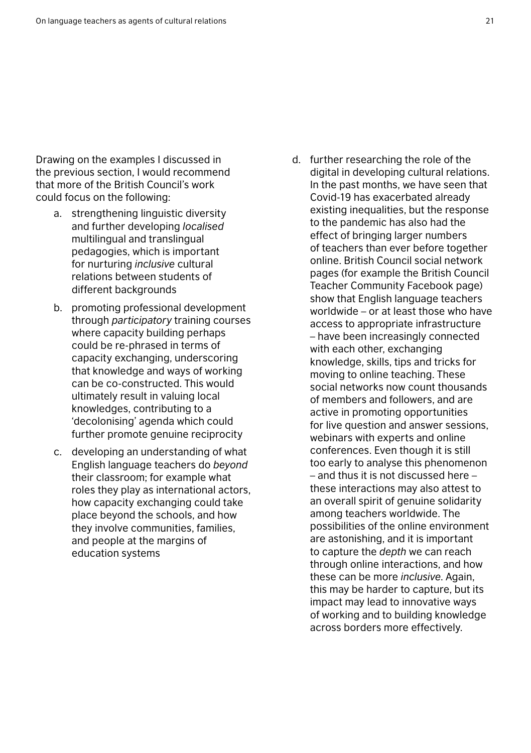Drawing on the examples I discussed in the previous section, I would recommend that more of the British Council's work could focus on the following:

a. strengthening linguistic diversity and further developing *localised* multilingual and translingual pedagogies, which is important for nurturing *inclusive* cultural relations between students of different backgrounds

b. promoting professional development through *participatory* training courses where capacity building perhaps could be re-phrased in terms of capacity exchanging, underscoring that knowledge and ways of working can be co-constructed. This would ultimately result in valuing local knowledges, contributing to a 'decolonising' agenda which could further promote genuine reciprocity

c. developing an understanding of what English language teachers do *beyond* their classroom; for example what roles they play as international actors, how capacity exchanging could take place beyond the schools, and how they involve communities, families, and people at the margins of education systems

d. further researching the role of the digital in developing cultural relations. In the past months, we have seen that Covid-19 has exacerbated already existing inequalities, but the response to the pandemic has also had the effect of bringing larger numbers of teachers than ever before together online. British Council social network pages (for example the British Council Teacher Community Facebook page) show that English language teachers worldwide – or at least those who have access to appropriate infrastructure – have been increasingly connected with each other, exchanging knowledge, skills, tips and tricks for moving to online teaching. These social networks now count thousands of members and followers, and are active in promoting opportunities for live question and answer sessions, webinars with experts and online conferences. Even though it is still too early to analyse this phenomenon – and thus it is not discussed here – these interactions may also attest to an overall spirit of genuine solidarity among teachers worldwide. The possibilities of the online environment are astonishing, and it is important to capture the *depth* we can reach through online interactions, and how these can be more *inclusive*. Again, this may be harder to capture, but its impact may lead to innovative ways of working and to building knowledge across borders more effectively.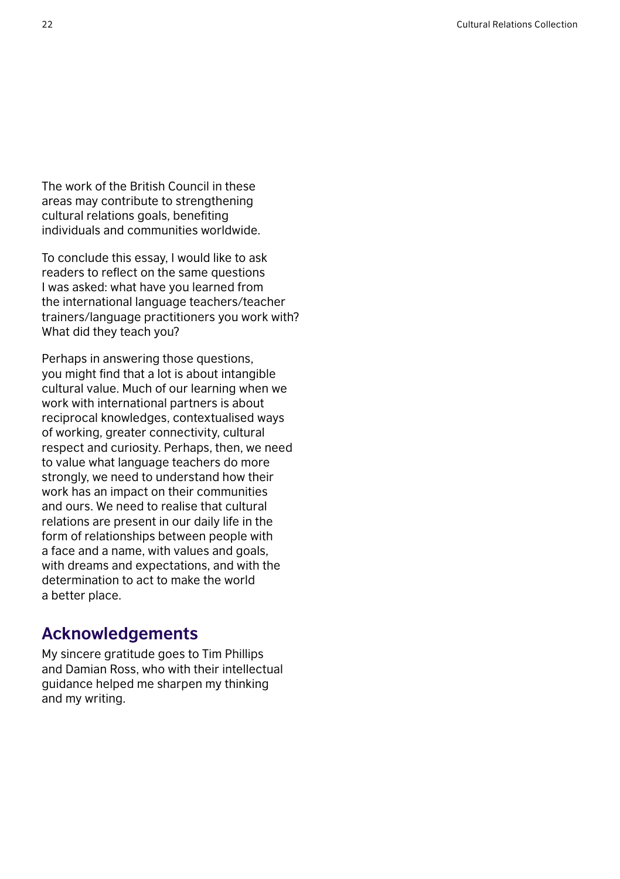The work of the British Council in these areas may contribute to strengthening cultural relations goals, benefiting individuals and communities worldwide.

To conclude this essay, I would like to ask readers to reflect on the same questions I was asked: what have you learned from the international language teachers/teacher trainers/language practitioners you work with? What did they teach you?

Perhaps in answering those questions, you might find that a lot is about intangible cultural value. Much of our learning when we work with international partners is about reciprocal knowledges, contextualised ways of working, greater connectivity, cultural respect and curiosity. Perhaps, then, we need to value what language teachers do more strongly, we need to understand how their work has an impact on their communities and ours. We need to realise that cultural relations are present in our daily life in the form of relationships between people with a face and a name, with values and goals, with dreams and expectations, and with the determination to act to make the world a better place.

## Acknowledgements

My sincere gratitude goes to Tim Phillips and Damian Ross, who with their intellectual guidance helped me sharpen my thinking and my writing.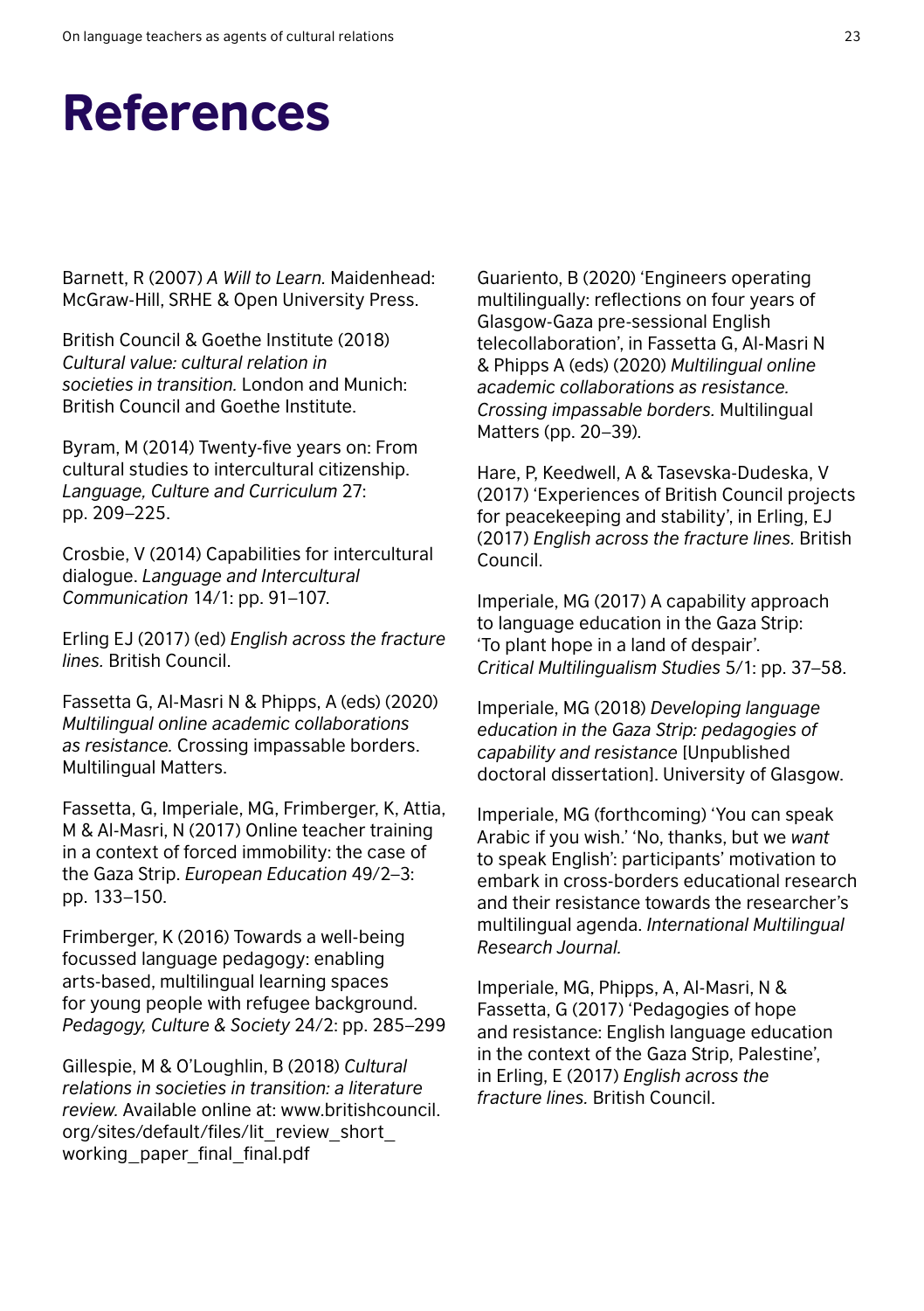# References

Barnett, R (2007) *A Will to Learn.* Maidenhead: McGraw-Hill, SRHE & Open University Press.

British Council & Goethe Institute (2018) *Cultural value: cultural relation in societies in transition.* London and Munich: British Council and Goethe Institute.

Byram, M (2014) Twenty-five years on: From cultural studies to intercultural citizenship. *Language, Culture and Curriculum* 27: pp. 209–225.

Crosbie, V (2014) Capabilities for intercultural dialogue. *Language and Intercultural Communication* 14/1: pp. 91–107.

Erling EJ (2017) (ed) *English across the fracture lines.* British Council.

Fassetta G, Al-Masri N & Phipps, A (eds) (2020) *Multilingual online academic collaborations as resistance.* Crossing impassable borders. Multilingual Matters.

Fassetta, G, Imperiale, MG, Frimberger, K, Attia, M & Al-Masri, N (2017) Online teacher training in a context of forced immobility: the case of the Gaza Strip. *European Education* 49/2–3: pp. 133–150.

Frimberger, K (2016) Towards a well-being focussed language pedagogy: enabling arts-based, multilingual learning spaces for young people with refugee background. *Pedagogy, Culture & Society* 24/2: pp. 285–299

Gillespie, M & O'Loughlin, B (2018) *Cultural relations in societies in transition: a literature review.* Available online at: www.britishcouncil.org/sites/default/files/lit_review_short_working_paper_final_final.pdf

Guariento, B (2020) 'Engineers operating multilingually: reflections on four years of Glasgow-Gaza pre-sessional English telecollaboration', in Fassetta G, Al-Masri N & Phipps A (eds) (2020) *Multilingual online academic collaborations as resistance. Crossing impassable borders.* Multilingual Matters (pp. 20–39).

Hare, P, Keedwell, A & Tasevska-Dudeska, V (2017) 'Experiences of British Council projects for peacekeeping and stability', in Erling, EJ (2017) *English across the fracture lines.* British Council.

Imperiale, MG (2017) A capability approach to language education in the Gaza Strip: 'To plant hope in a land of despair'. *Critical Multilingualism Studies* 5/1: pp. 37–58.

Imperiale, MG (2018) *Developing language education in the Gaza Strip: pedagogies of capability and resistance* [Unpublished doctoral dissertation]. University of Glasgow.

Imperiale, MG (forthcoming) 'You can speak Arabic if you wish.' 'No, thanks, but we *want* to speak English': participants' motivation to embark in cross-borders educational research and their resistance towards the researcher's multilingual agenda. *International Multilingual Research Journal.*

Imperiale, MG, Phipps, A, Al-Masri, N & Fassetta, G (2017) 'Pedagogies of hope and resistance: English language education in the context of the Gaza Strip, Palestine', in Erling, E (2017) *English across the fracture lines.* British Council.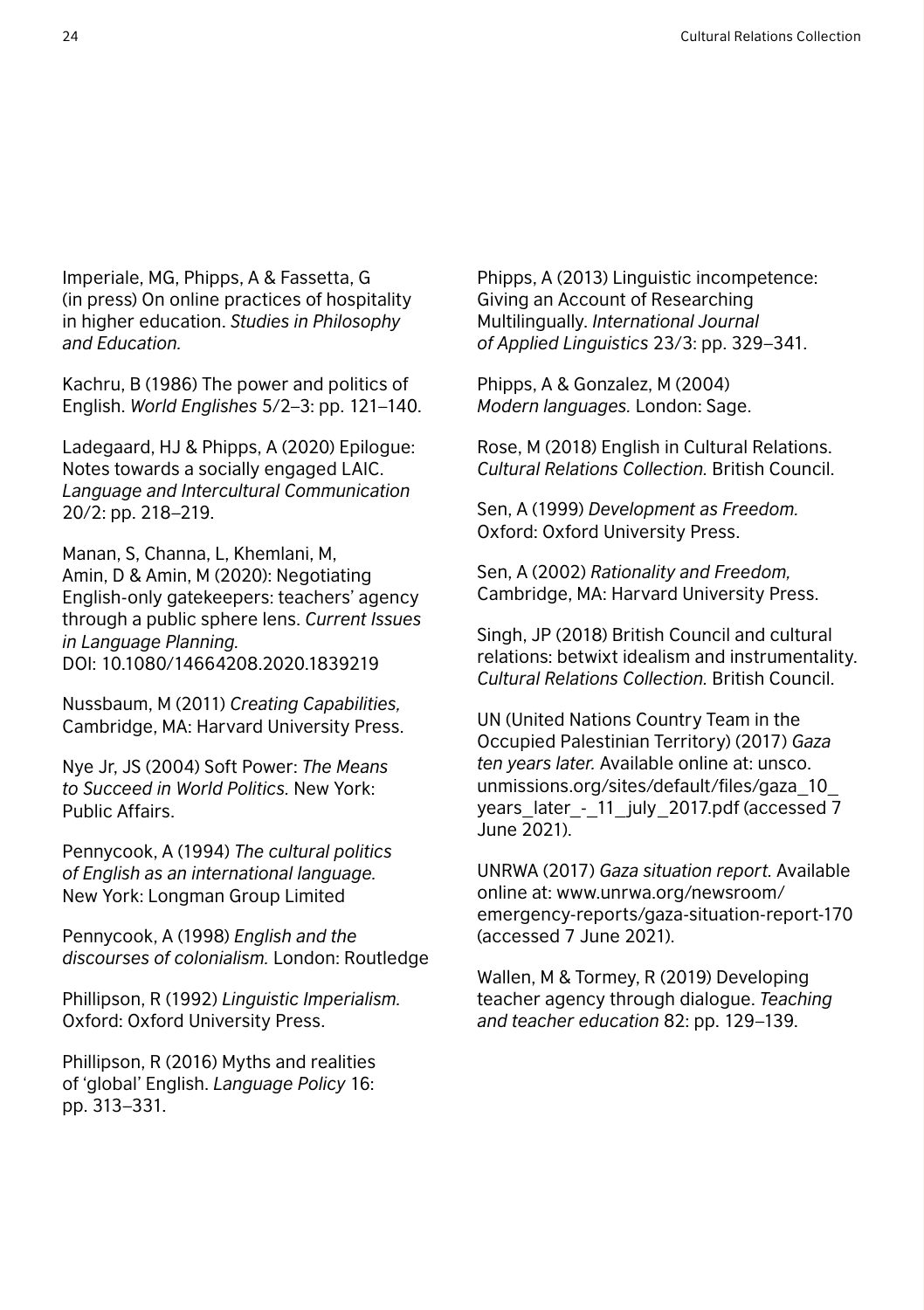Imperiale, MG, Phipps, A & Fassetta, G (in press) On online practices of hospitality in higher education. *Studies in Philosophy and Education.*

Kachru, B (1986) The power and politics of English. *World Englishes* 5/2–3: pp. 121–140.

Ladegaard, HJ & Phipps, A (2020) Epilogue: Notes towards a socially engaged LAIC. *Language and Intercultural Communication* 20/2: pp. 218–219.

Manan, S, Channa, L, Khemlani, M, Amin, D & Amin, M (2020): Negotiating English-only gatekeepers: teachers' agency through a public sphere lens. *Current Issues in Language Planning.* DOI: 10.1080/14664208.2020.1839219

Nussbaum, M (2011) *Creating Capabilities,* Cambridge, MA: Harvard University Press.

Nye Jr, JS (2004) Soft Power: *The Means to Succeed in World Politics.* New York: Public Affairs.

Pennycook, A (1994) *The cultural politics of English as an international language.* New York: Longman Group Limited

Pennycook, A (1998) *English and the discourses of colonialism.* London: Routledge

Phillipson, R (1992) *Linguistic Imperialism.* Oxford: Oxford University Press.

Phillipson, R (2016) Myths and realities of 'global' English. *Language Policy* 16: pp. 313–331.

Phipps, A (2013) Linguistic incompetence: Giving an Account of Researching Multilingually. *International Journal of Applied Linguistics* 23/3: pp. 329–341.

Phipps, A & Gonzalez, M (2004) *Modern languages.* London: Sage.

Rose, M (2018) English in Cultural Relations. *Cultural Relations Collection.* British Council.

Sen, A (1999) *Development as Freedom.* Oxford: Oxford University Press.

Sen, A (2002) *Rationality and Freedom,* Cambridge, MA: Harvard University Press.

Singh, JP (2018) British Council and cultural relations: betwixt idealism and instrumentality. *Cultural Relations Collection.* British Council.

UN (United Nations Country Team in the Occupied Palestinian Territory) (2017) *Gaza ten years later.* Available online at: unsco.unmissions.org/sites/default/files/gaza_10_years_later_-_11_july_2017.pdf (accessed 7 June 2021).

UNRWA (2017) *Gaza situation report.* Available online at: www.unrwa.org/newsroom/emergency-reports/gaza-situation-report-170 (accessed 7 June 2021).

Wallen, M & Tormey, R (2019) Developing teacher agency through dialogue. *Teaching and teacher education* 82: pp. 129–139.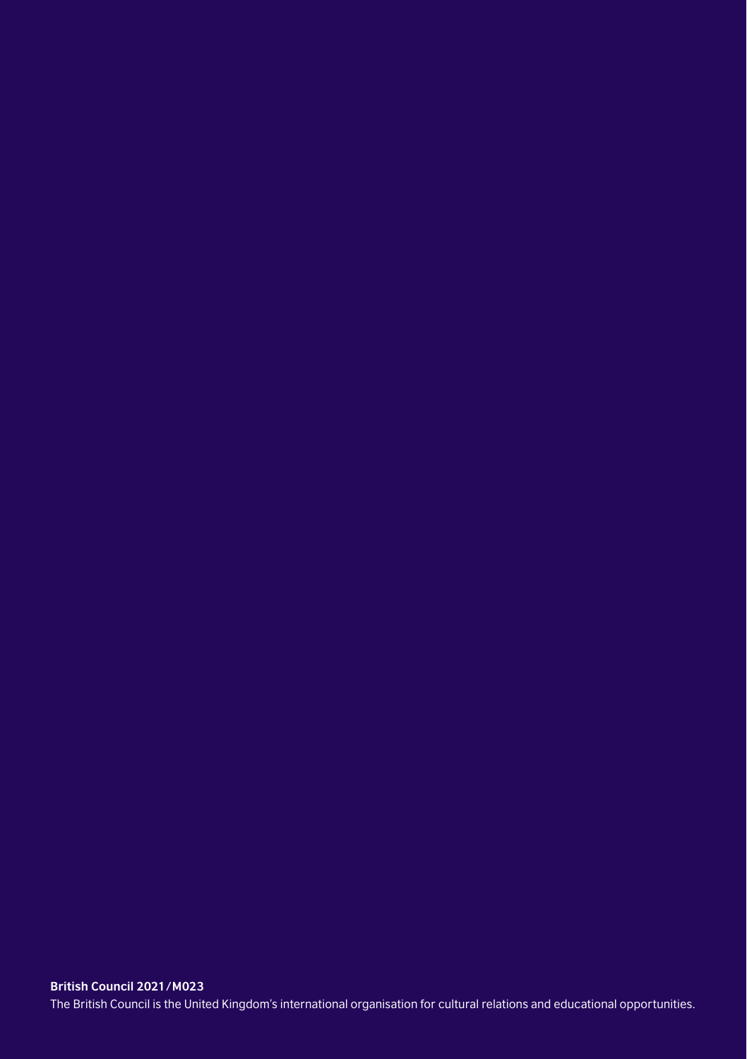**British Council 2021/M023**

The British Council is the United Kingdom's international organisation for cultural relations and educational opportunities.